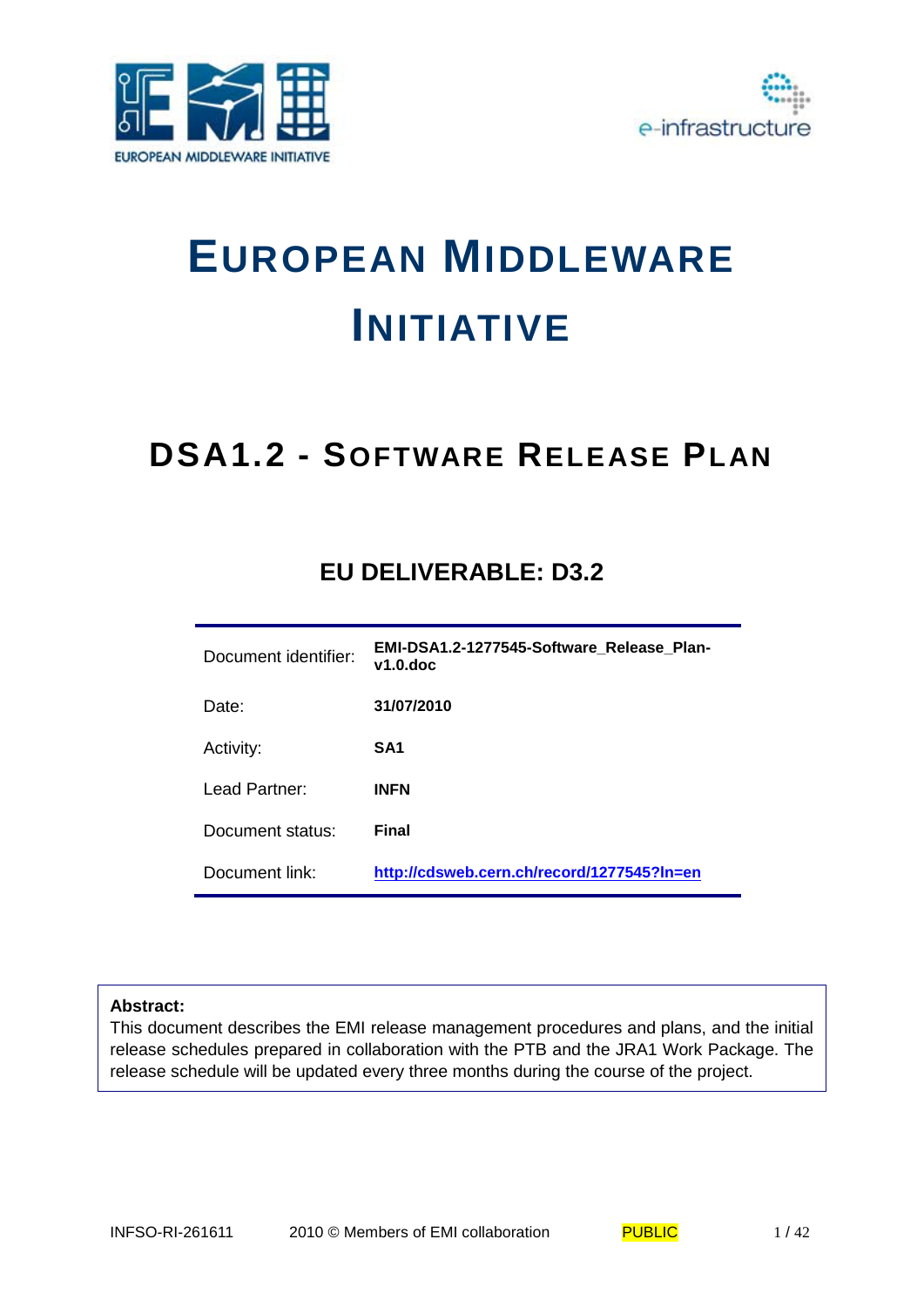# EUROPEAN MIDDLEWARE INITIATIVE

## DSA1.2 - SOFTWARE RELEASE PLAN

### EU DELIVERABLE: D3.2

| | |
|---|---|
| Document identifier: | **EMI-DSA1.2-1277545-Software_Release_Plan-v1.0.doc** |
| Date: | **31/07/2010** |
| Activity: | **SA1** |
| Lead Partner: | **INFN** |
| Document status: | **Final** |
| Document link: | **http://cdsweb.cern.ch/record/1277545?ln=en** |

**Abstract:**
This document describes the EMI release management procedures and plans, and the initial release schedules prepared in collaboration with the PTB and the JRA1 Work Package. The release schedule will be updated every three months during the course of the project.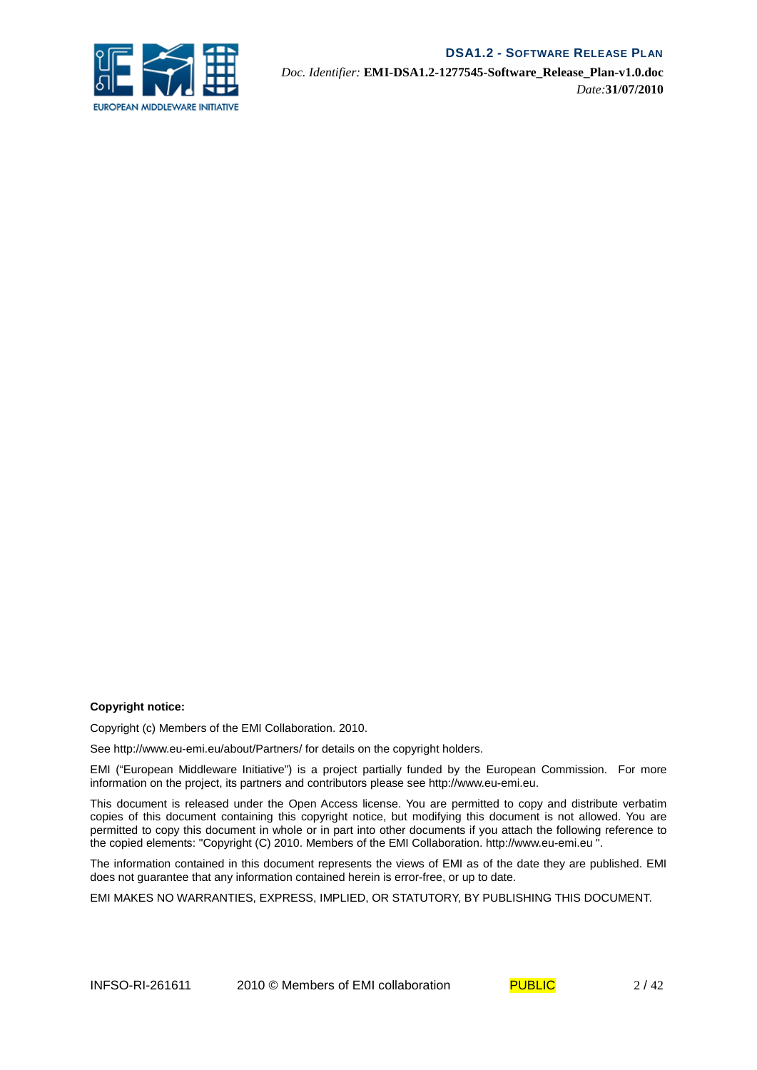**Copyright notice:**

Copyright (c) Members of the EMI Collaboration. 2010.

See http://www.eu-emi.eu/about/Partners/ for details on the copyright holders.

EMI ("European Middleware Initiative") is a project partially funded by the European Commission. For more information on the project, its partners and contributors please see http://www.eu-emi.eu.

This document is released under the Open Access license. You are permitted to copy and distribute verbatim copies of this document containing this copyright notice, but modifying this document is not allowed. You are permitted to copy this document in whole or in part into other documents if you attach the following reference to the copied elements: "Copyright (C) 2010. Members of the EMI Collaboration. http://www.eu-emi.eu ".

The information contained in this document represents the views of EMI as of the date they are published. EMI does not guarantee that any information contained herein is error-free, or up to date.

EMI MAKES NO WARRANTIES, EXPRESS, IMPLIED, OR STATUTORY, BY PUBLISHING THIS DOCUMENT.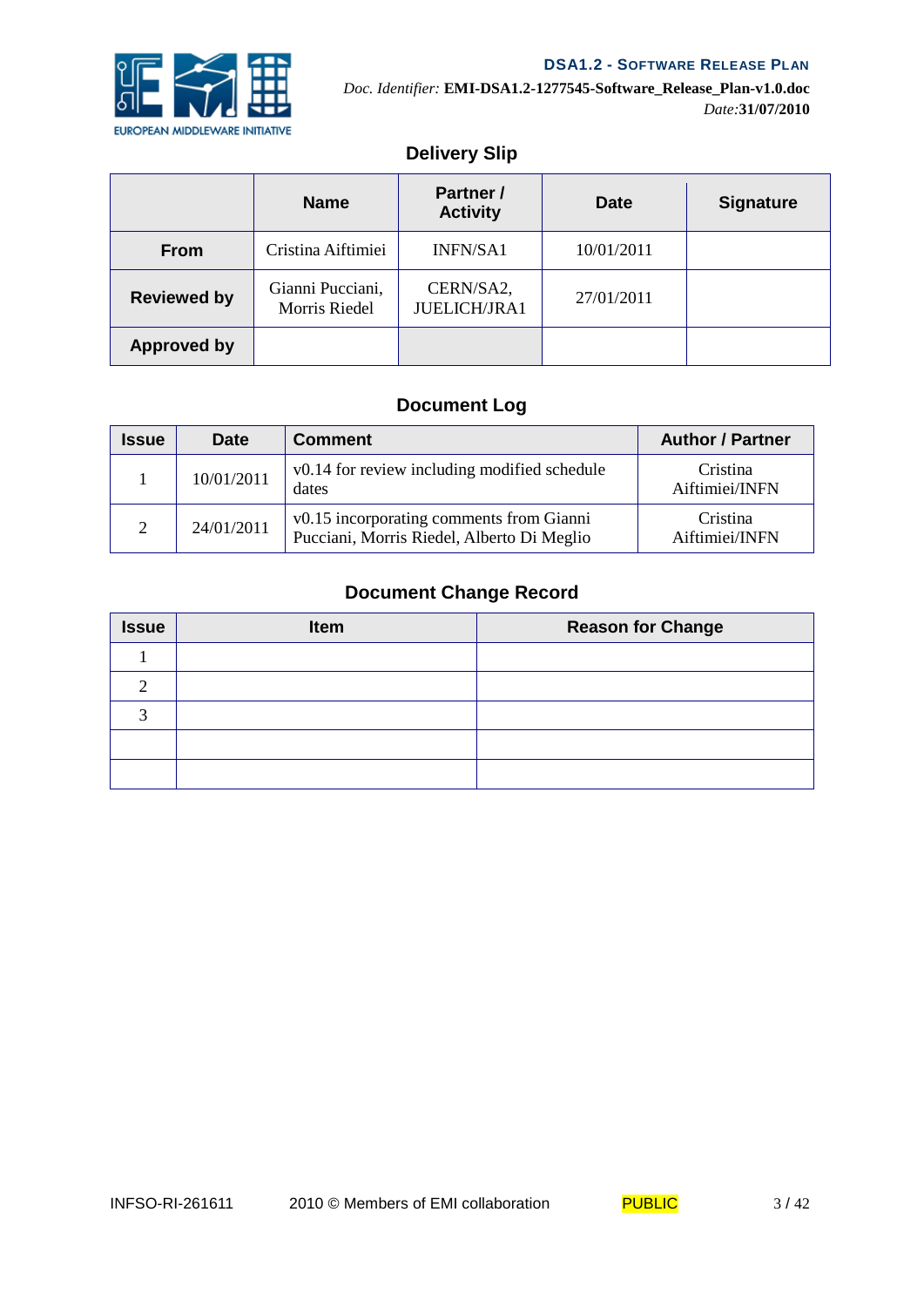## Delivery Slip

| | Name | Partner / Activity | Date | Signature |
|---|---|---|---|---|
| **From** | Cristina Aiftimiei | INFN/SA1 | 10/01/2011 | |
| **Reviewed by** | Gianni Pucciani, Morris Riedel | CERN/SA2, JUELICH/JRA1 | 27/01/2011 | |
| **Approved by** | | | | |

## Document Log

| Issue | Date | Comment | Author / Partner |
|---|---|---|---|
| 1 | 10/01/2011 | v0.14 for review including modified schedule dates | Cristina Aiftimiei/INFN |
| 2 | 24/01/2011 | v0.15 incorporating comments from Gianni Pucciani, Morris Riedel, Alberto Di Meglio | Cristina Aiftimiei/INFN |

## Document Change Record

| Issue | Item | Reason for Change |
|---|---|---|
| 1 | | |
| 2 | | |
| 3 | | |
| | | |
| | | |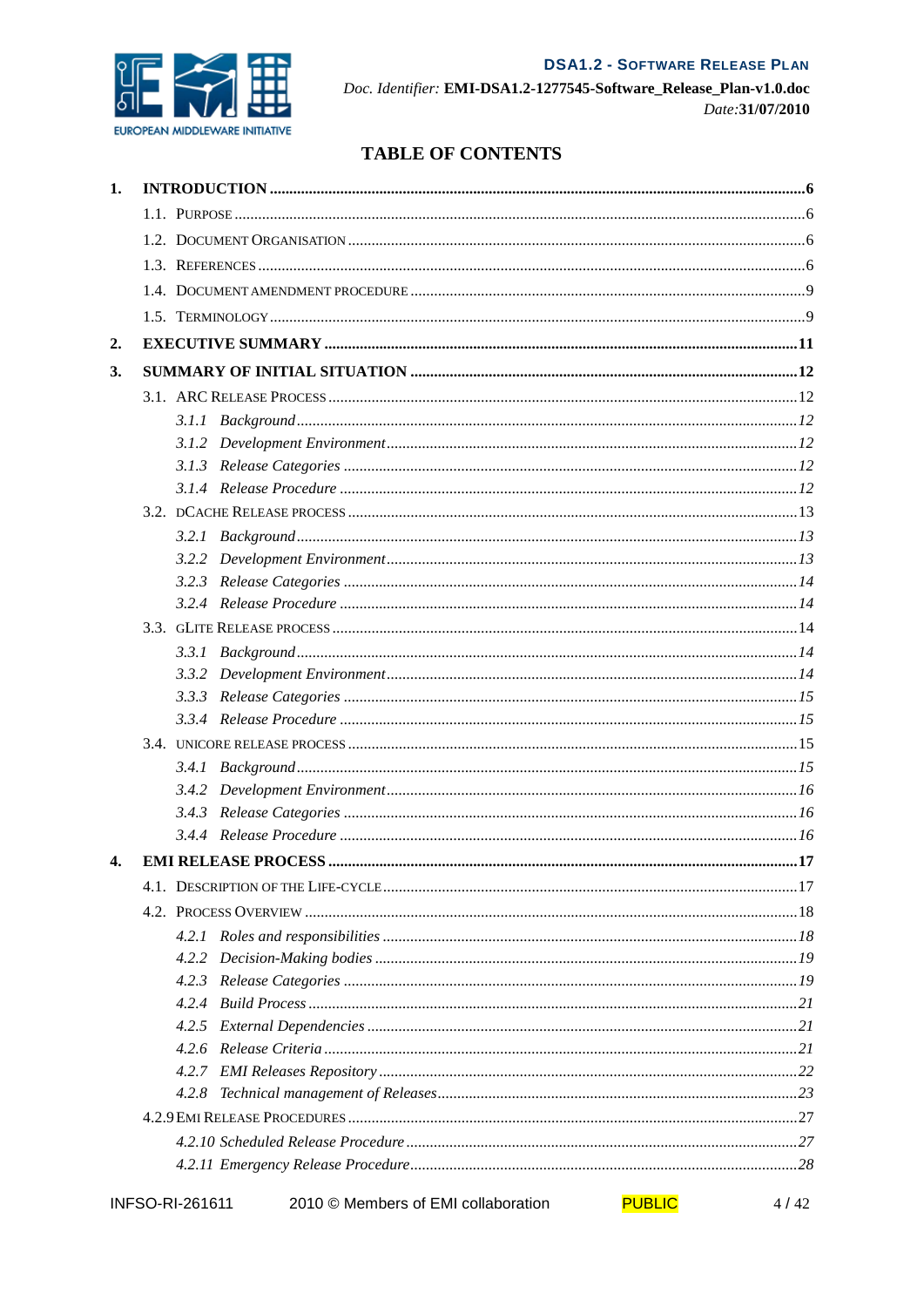# TABLE OF CONTENTS

1. **INTRODUCTION** .......... 6
   - 1.1. PURPOSE .......... 6
   - 1.2. DOCUMENT ORGANISATION .......... 6
   - 1.3. REFERENCES .......... 6
   - 1.4. DOCUMENT AMENDMENT PROCEDURE .......... 9
   - 1.5. TERMINOLOGY .......... 9
2. **EXECUTIVE SUMMARY** .......... 11
3. **SUMMARY OF INITIAL SITUATION** .......... 12
   - 3.1. ARC RELEASE PROCESS .......... 12
     - *3.1.1 Background* .......... 12
     - *3.1.2 Development Environment* .......... 12
     - *3.1.3 Release Categories* .......... 12
     - *3.1.4 Release Procedure* .......... 12
   - 3.2. DCACHE RELEASE PROCESS .......... 13
     - *3.2.1 Background* .......... 13
     - *3.2.2 Development Environment* .......... 13
     - *3.2.3 Release Categories* .......... 14
     - *3.2.4 Release Procedure* .......... 14
   - 3.3. GLITE RELEASE PROCESS .......... 14
     - *3.3.1 Background* .......... 14
     - *3.3.2 Development Environment* .......... 14
     - *3.3.3 Release Categories* .......... 15
     - *3.3.4 Release Procedure* .......... 15
   - 3.4. UNICORE RELEASE PROCESS .......... 15
     - *3.4.1 Background* .......... 15
     - *3.4.2 Development Environment* .......... 16
     - *3.4.3 Release Categories* .......... 16
     - *3.4.4 Release Procedure* .......... 16
4. **EMI RELEASE PROCESS** .......... 17
   - 4.1. DESCRIPTION OF THE LIFE-CYCLE .......... 17
   - 4.2. PROCESS OVERVIEW .......... 18
     - *4.2.1 Roles and responsibilities* .......... 18
     - *4.2.2 Decision-Making bodies* .......... 19
     - *4.2.3 Release Categories* .......... 19
     - *4.2.4 Build Process* .......... 21
     - *4.2.5 External Dependencies* .......... 21
     - *4.2.6 Release Criteria* .......... 21
     - *4.2.7 EMI Releases Repository* .......... 22
     - *4.2.8 Technical management of Releases* .......... 23
   - 4.2.9 EMI RELEASE PROCEDURES .......... 27
     - *4.2.10 Scheduled Release Procedure* .......... 27
     - *4.2.11 Emergency Release Procedure* .......... 28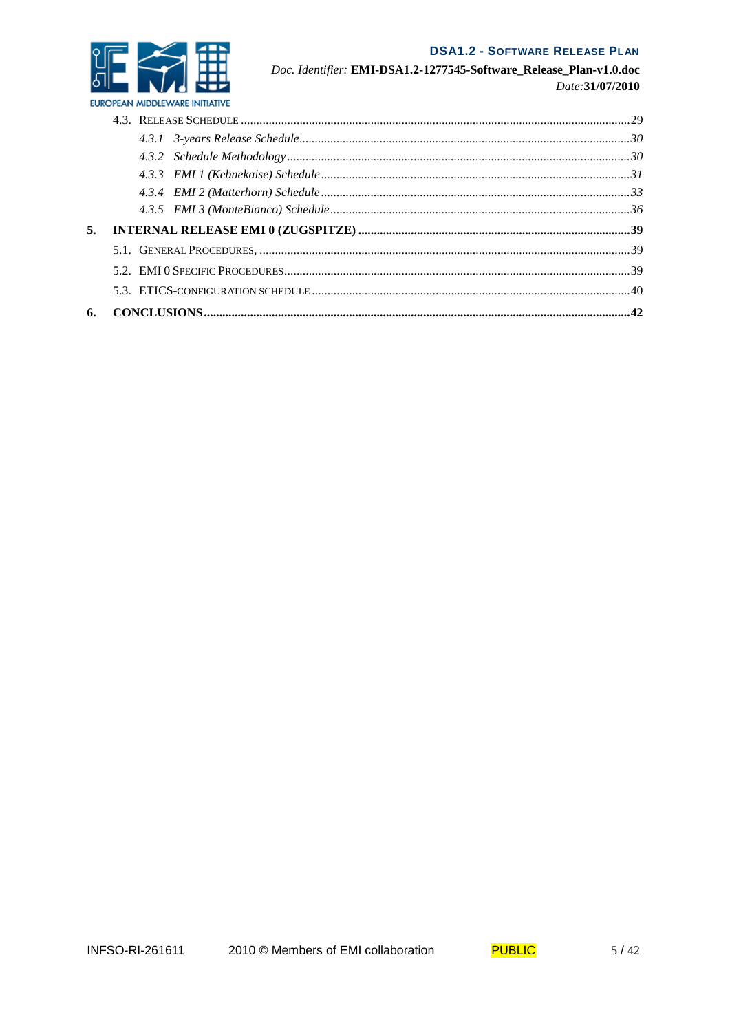4.3. RELEASE SCHEDULE ..... 29

*4.3.1 3-years Release Schedule ..... 30*

*4.3.2 Schedule Methodology ..... 30*

*4.3.3 EMI 1 (Kebnekaise) Schedule ..... 31*

*4.3.4 EMI 2 (Matterhorn) Schedule ..... 33*

*4.3.5 EMI 3 (MonteBianco) Schedule ..... 36*

**5. INTERNAL RELEASE EMI 0 (ZUGSPITZE) ..... 39**

5.1. GENERAL PROCEDURES, ..... 39

5.2. EMI 0 SPECIFIC PROCEDURES ..... 39

5.3. ETICS-CONFIGURATION SCHEDULE ..... 40

**6. CONCLUSIONS ..... 42**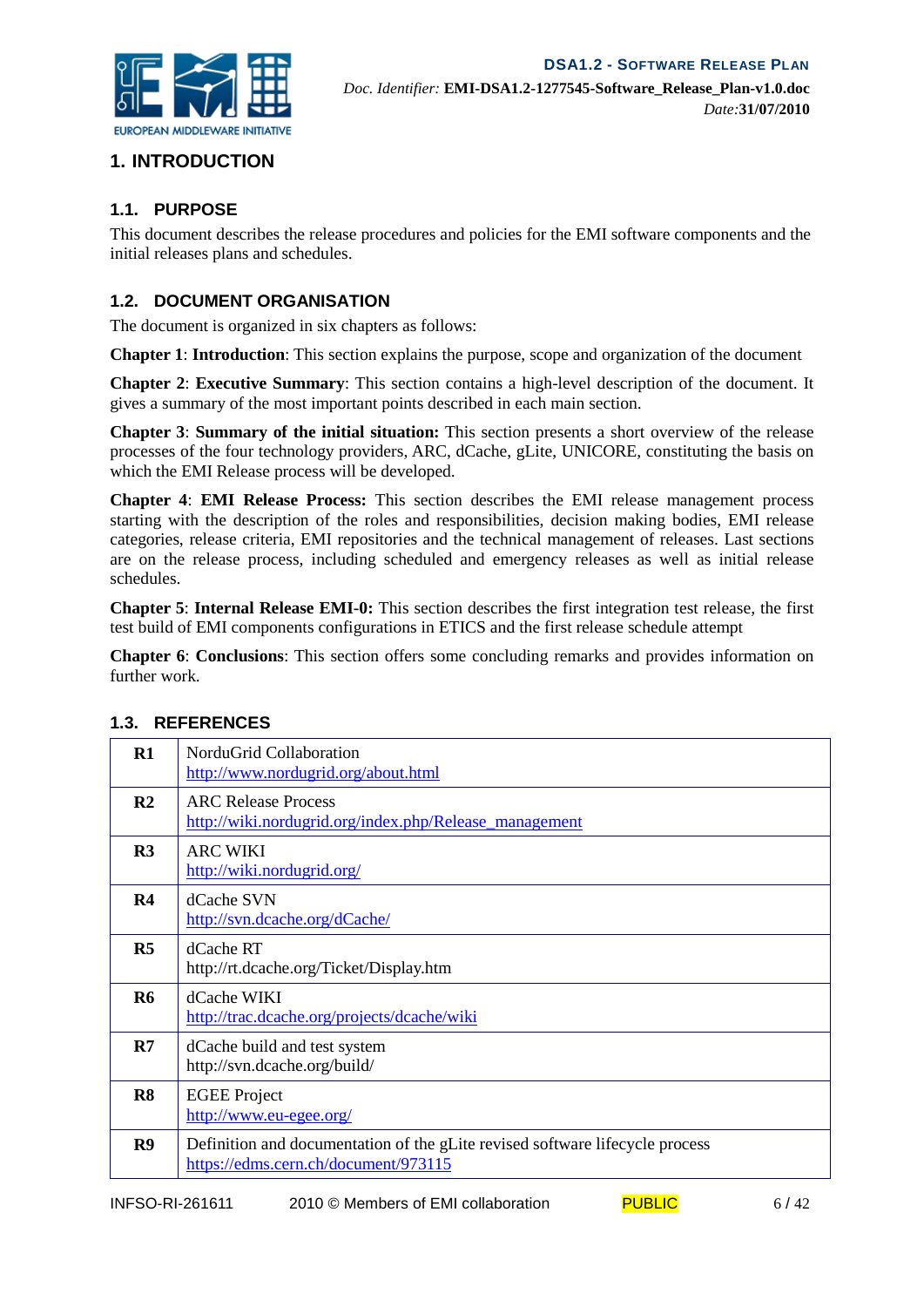# 1. INTRODUCTION

## 1.1. PURPOSE

This document describes the release procedures and policies for the EMI software components and the initial releases plans and schedules.

## 1.2. DOCUMENT ORGANISATION

The document is organized in six chapters as follows:

**Chapter 1**: **Introduction**: This section explains the purpose, scope and organization of the document

**Chapter 2**: **Executive Summary**: This section contains a high-level description of the document. It gives a summary of the most important points described in each main section.

**Chapter 3**: **Summary of the initial situation:** This section presents a short overview of the release processes of the four technology providers, ARC, dCache, gLite, UNICORE, constituting the basis on which the EMI Release process will be developed.

**Chapter 4**: **EMI Release Process:** This section describes the EMI release management process starting with the description of the roles and responsibilities, decision making bodies, EMI release categories, release criteria, EMI repositories and the technical management of releases. Last sections are on the release process, including scheduled and emergency releases as well as initial release schedules.

**Chapter 5**: **Internal Release EMI-0:** This section describes the first integration test release, the first test build of EMI components configurations in ETICS and the first release schedule attempt

**Chapter 6**: **Conclusions**: This section offers some concluding remarks and provides information on further work.

## 1.3. REFERENCES

| | |
|---|---|
| **R1** | NorduGrid Collaboration<br>http://www.nordugrid.org/about.html |
| **R2** | ARC Release Process<br>http://wiki.nordugrid.org/index.php/Release_management |
| **R3** | ARC WIKI<br>http://wiki.nordugrid.org/ |
| **R4** | dCache SVN<br>http://svn.dcache.org/dCache/ |
| **R5** | dCache RT<br>http://rt.dcache.org/Ticket/Display.htm |
| **R6** | dCache WIKI<br>http://trac.dcache.org/projects/dcache/wiki |
| **R7** | dCache build and test system<br>http://svn.dcache.org/build/ |
| **R8** | EGEE Project<br>http://www.eu-egee.org/ |
| **R9** | Definition and documentation of the gLite revised software lifecycle process<br>https://edms.cern.ch/document/973115 |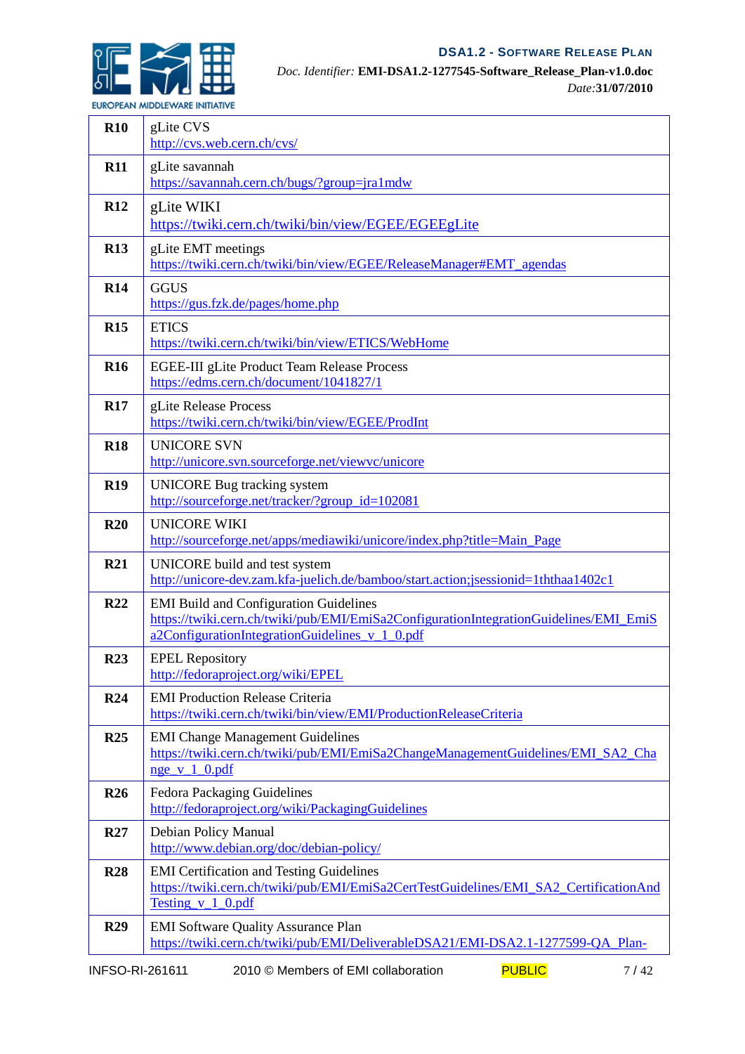| | |
|---|---|
| **R10** | gLite CVS<br>http://cvs.web.cern.ch/cvs/ |
| **R11** | gLite savannah<br>https://savannah.cern.ch/bugs/?group=jra1mdw |
| **R12** | gLite WIKI<br>https://twiki.cern.ch/twiki/bin/view/EGEE/EGEEgLite |
| **R13** | gLite EMT meetings<br>https://twiki.cern.ch/twiki/bin/view/EGEE/ReleaseManager#EMT_agendas |
| **R14** | GGUS<br>https://gus.fzk.de/pages/home.php |
| **R15** | ETICS<br>https://twiki.cern.ch/twiki/bin/view/ETICS/WebHome |
| **R16** | EGEE-III gLite Product Team Release Process<br>https://edms.cern.ch/document/1041827/1 |
| **R17** | gLite Release Process<br>https://twiki.cern.ch/twiki/bin/view/EGEE/ProdInt |
| **R18** | UNICORE SVN<br>http://unicore.svn.sourceforge.net/viewvc/unicore |
| **R19** | UNICORE Bug tracking system<br>http://sourceforge.net/tracker/?group_id=102081 |
| **R20** | UNICORE WIKI<br>http://sourceforge.net/apps/mediawiki/unicore/index.php?title=Main_Page |
| **R21** | UNICORE build and test system<br>http://unicore-dev.zam.kfa-juelich.de/bamboo/start.action;jsessionid=1ththaa1402c1 |
| **R22** | EMI Build and Configuration Guidelines<br>https://twiki.cern.ch/twiki/pub/EMI/EmiSa2ConfigurationIntegrationGuidelines/EMI_EmiSa2ConfigurationIntegrationGuidelines_v_1_0.pdf |
| **R23** | EPEL Repository<br>http://fedoraproject.org/wiki/EPEL |
| **R24** | EMI Production Release Criteria<br>https://twiki.cern.ch/twiki/bin/view/EMI/ProductionReleaseCriteria |
| **R25** | EMI Change Management Guidelines<br>https://twiki.cern.ch/twiki/pub/EMI/EmiSa2ChangeManagementGuidelines/EMI_SA2_Change_v_1_0.pdf |
| **R26** | Fedora Packaging Guidelines<br>http://fedoraproject.org/wiki/PackagingGuidelines |
| **R27** | Debian Policy Manual<br>http://www.debian.org/doc/debian-policy/ |
| **R28** | EMI Certification and Testing Guidelines<br>https://twiki.cern.ch/twiki/pub/EMI/EmiSa2CertTestGuidelines/EMI_SA2_CertificationAndTesting_v_1_0.pdf |
| **R29** | EMI Software Quality Assurance Plan<br>https://twiki.cern.ch/twiki/pub/EMI/DeliverableDSA21/EMI-DSA2.1-1277599-QA_Plan- |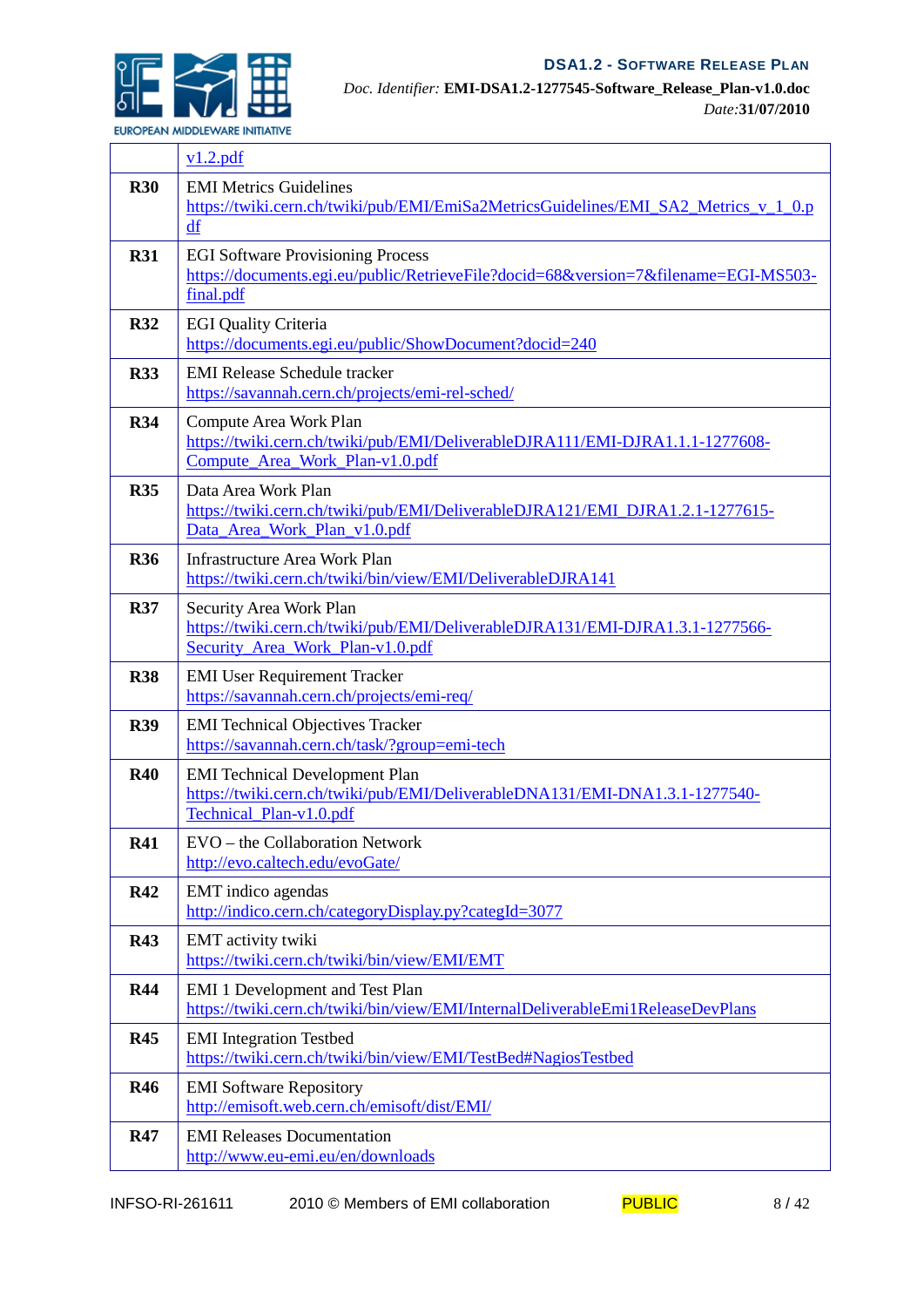| | |
|---|---|
| | v1.2.pdf |
| **R30** | EMI Metrics Guidelines https://twiki.cern.ch/twiki/pub/EMI/EmiSa2MetricsGuidelines/EMI_SA2_Metrics_v_1_0.pdf |
| **R31** | EGI Software Provisioning Process https://documents.egi.eu/public/RetrieveFile?docid=68&version=7&filename=EGI-MS503-final.pdf |
| **R32** | EGI Quality Criteria https://documents.egi.eu/public/ShowDocument?docid=240 |
| **R33** | EMI Release Schedule tracker https://savannah.cern.ch/projects/emi-rel-sched/ |
| **R34** | Compute Area Work Plan https://twiki.cern.ch/twiki/pub/EMI/DeliverableDJRA111/EMI-DJRA1.1.1-1277608-Compute_Area_Work_Plan-v1.0.pdf |
| **R35** | Data Area Work Plan https://twiki.cern.ch/twiki/pub/EMI/DeliverableDJRA121/EMI_DJRA1.2.1-1277615-Data_Area_Work_Plan_v1.0.pdf |
| **R36** | Infrastructure Area Work Plan https://twiki.cern.ch/twiki/bin/view/EMI/DeliverableDJRA141 |
| **R37** | Security Area Work Plan https://twiki.cern.ch/twiki/pub/EMI/DeliverableDJRA131/EMI-DJRA1.3.1-1277566-Security_Area_Work_Plan-v1.0.pdf |
| **R38** | EMI User Requirement Tracker https://savannah.cern.ch/projects/emi-req/ |
| **R39** | EMI Technical Objectives Tracker https://savannah.cern.ch/task/?group=emi-tech |
| **R40** | EMI Technical Development Plan https://twiki.cern.ch/twiki/pub/EMI/DeliverableDNA131/EMI-DNA1.3.1-1277540-Technical_Plan-v1.0.pdf |
| **R41** | EVO – the Collaboration Network http://evo.caltech.edu/evoGate/ |
| **R42** | EMT indico agendas http://indico.cern.ch/categoryDisplay.py?categId=3077 |
| **R43** | EMT activity twiki https://twiki.cern.ch/twiki/bin/view/EMI/EMT |
| **R44** | EMI 1 Development and Test Plan https://twiki.cern.ch/twiki/bin/view/EMI/InternalDeliverableEmi1ReleaseDevPlans |
| **R45** | EMI Integration Testbed https://twiki.cern.ch/twiki/bin/view/EMI/TestBed#NagiosTestbed |
| **R46** | EMI Software Repository http://emisoft.web.cern.ch/emisoft/dist/EMI/ |
| **R47** | EMI Releases Documentation http://www.eu-emi.eu/en/downloads |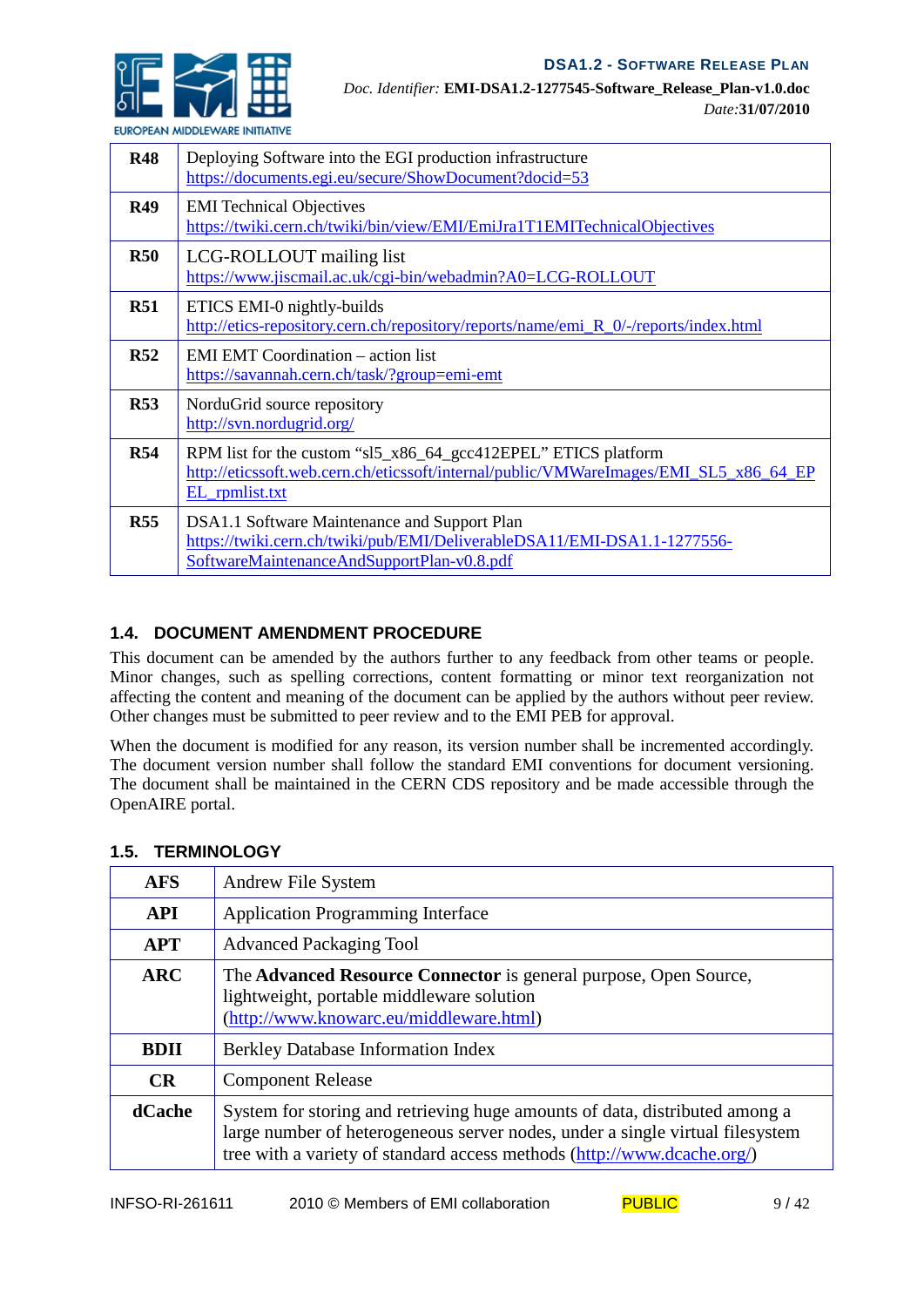| | |
|---|---|
| **R48** | Deploying Software into the EGI production infrastructure<br>https://documents.egi.eu/secure/ShowDocument?docid=53 |
| **R49** | EMI Technical Objectives<br>https://twiki.cern.ch/twiki/bin/view/EMI/EmiJra1T1EMITechnicalObjectives |
| **R50** | LCG-ROLLOUT mailing list<br>https://www.jiscmail.ac.uk/cgi-bin/webadmin?A0=LCG-ROLLOUT |
| **R51** | ETICS EMI-0 nightly-builds<br>http://etics-repository.cern.ch/repository/reports/name/emi_R_0/-/reports/index.html |
| **R52** | EMI EMT Coordination – action list<br>https://savannah.cern.ch/task/?group=emi-emt |
| **R53** | NorduGrid source repository<br>http://svn.nordugrid.org/ |
| **R54** | RPM list for the custom “sl5_x86_64_gcc412EPEL” ETICS platform<br>http://eticssoft.web.cern.ch/eticssoft/internal/public/VMWareImages/EMI_SL5_x86_64_EPEL_rpmlist.txt |
| **R55** | DSA1.1 Software Maintenance and Support Plan<br>https://twiki.cern.ch/twiki/pub/EMI/DeliverableDSA11/EMI-DSA1.1-1277556-SoftwareMaintenanceAndSupportPlan-v0.8.pdf |

## 1.4. DOCUMENT AMENDMENT PROCEDURE

This document can be amended by the authors further to any feedback from other teams or people. Minor changes, such as spelling corrections, content formatting or minor text reorganization not affecting the content and meaning of the document can be applied by the authors without peer review. Other changes must be submitted to peer review and to the EMI PEB for approval.

When the document is modified for any reason, its version number shall be incremented accordingly. The document version number shall follow the standard EMI conventions for document versioning. The document shall be maintained in the CERN CDS repository and be made accessible through the OpenAIRE portal.

## 1.5. TERMINOLOGY

| | |
|---|---|
| **AFS** | Andrew File System |
| **API** | Application Programming Interface |
| **APT** | Advanced Packaging Tool |
| **ARC** | The **Advanced Resource Connector** is general purpose, Open Source, lightweight, portable middleware solution (http://www.knowarc.eu/middleware.html) |
| **BDII** | Berkley Database Information Index |
| **CR** | Component Release |
| **dCache** | System for storing and retrieving huge amounts of data, distributed among a large number of heterogeneous server nodes, under a single virtual filesystem tree with a variety of standard access methods (http://www.dcache.org/) |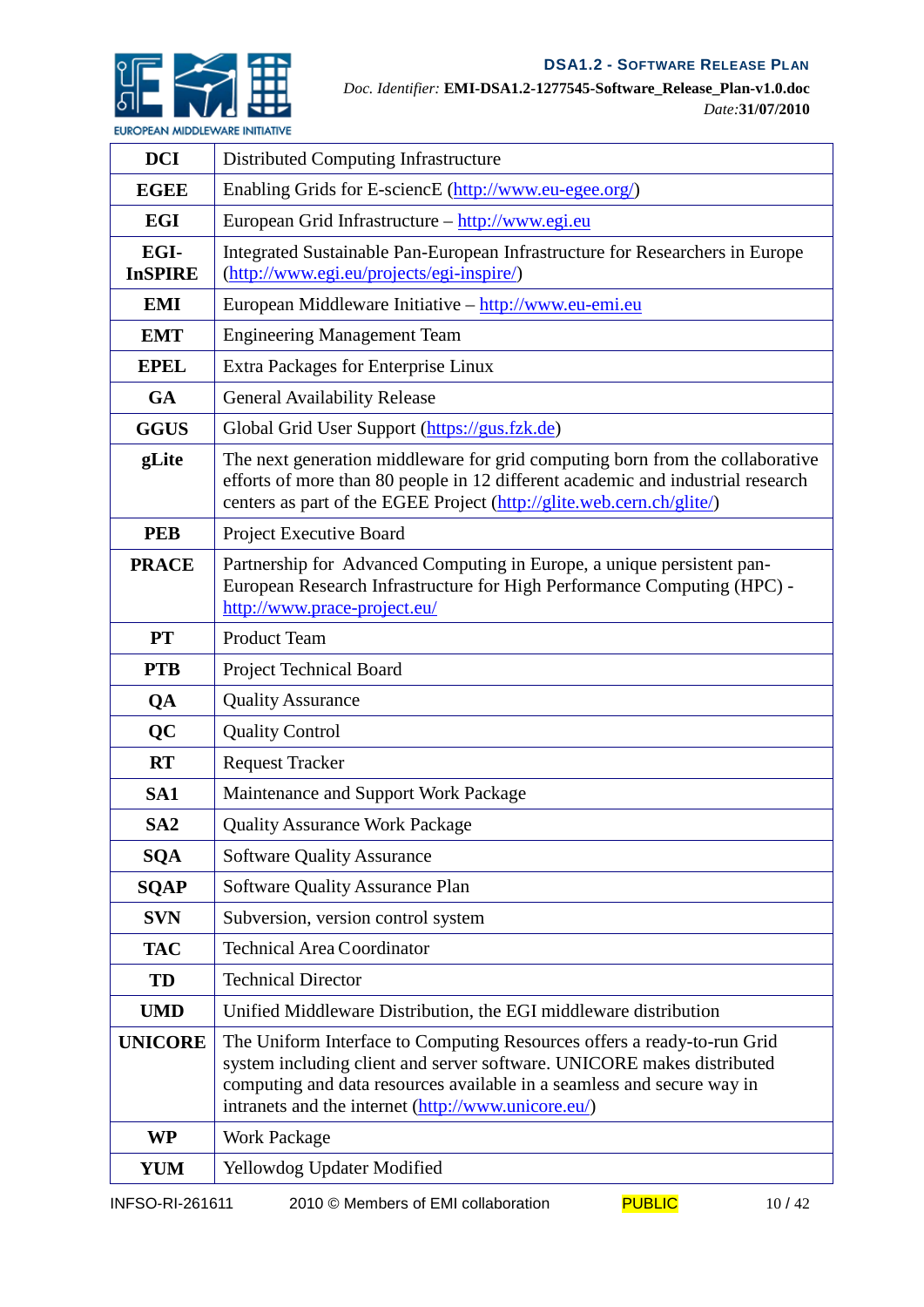| | |
|---|---|
| **DCI** | Distributed Computing Infrastructure |
| **EGEE** | Enabling Grids for E-sciencE (http://www.eu-egee.org/) |
| **EGI** | European Grid Infrastructure – http://www.egi.eu |
| **EGI-InSPIRE** | Integrated Sustainable Pan-European Infrastructure for Researchers in Europe (http://www.egi.eu/projects/egi-inspire/) |
| **EMI** | European Middleware Initiative – http://www.eu-emi.eu |
| **EMT** | Engineering Management Team |
| **EPEL** | Extra Packages for Enterprise Linux |
| **GA** | General Availability Release |
| **GGUS** | Global Grid User Support (https://gus.fzk.de) |
| **gLite** | The next generation middleware for grid computing born from the collaborative efforts of more than 80 people in 12 different academic and industrial research centers as part of the EGEE Project (http://glite.web.cern.ch/glite/) |
| **PEB** | Project Executive Board |
| **PRACE** | Partnership for Advanced Computing in Europe, a unique persistent pan-European Research Infrastructure for High Performance Computing (HPC) - http://www.prace-project.eu/ |
| **PT** | Product Team |
| **PTB** | Project Technical Board |
| **QA** | Quality Assurance |
| **QC** | Quality Control |
| **RT** | Request Tracker |
| **SA1** | Maintenance and Support Work Package |
| **SA2** | Quality Assurance Work Package |
| **SQA** | Software Quality Assurance |
| **SQAP** | Software Quality Assurance Plan |
| **SVN** | Subversion, version control system |
| **TAC** | Technical Area Coordinator |
| **TD** | Technical Director |
| **UMD** | Unified Middleware Distribution, the EGI middleware distribution |
| **UNICORE** | The Uniform Interface to Computing Resources offers a ready-to-run Grid system including client and server software. UNICORE makes distributed computing and data resources available in a seamless and secure way in intranets and the internet (http://www.unicore.eu/) |
| **WP** | Work Package |
| **YUM** | Yellowdog Updater Modified |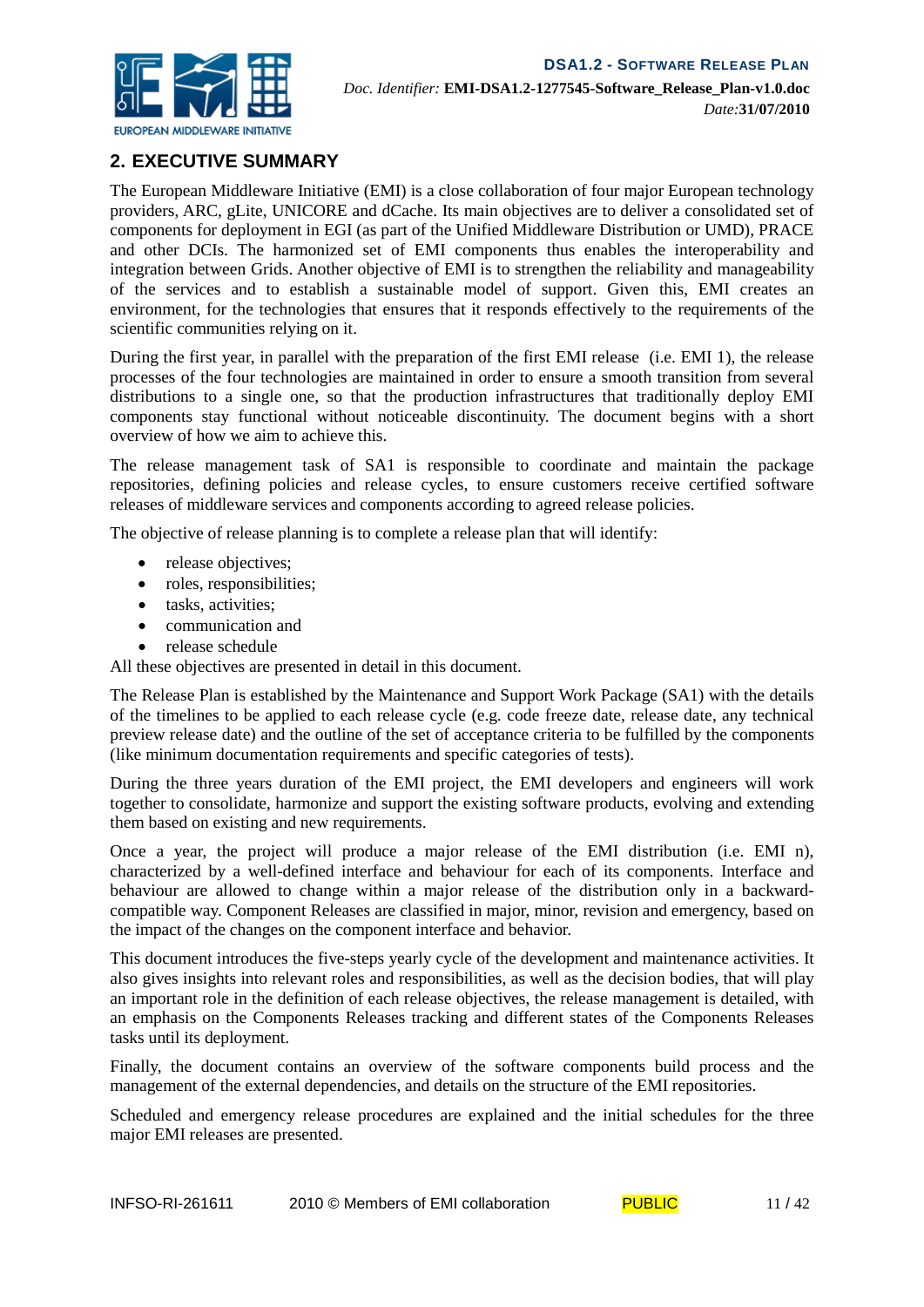## 2. EXECUTIVE SUMMARY

The European Middleware Initiative (EMI) is a close collaboration of four major European technology providers, ARC, gLite, UNICORE and dCache. Its main objectives are to deliver a consolidated set of components for deployment in EGI (as part of the Unified Middleware Distribution or UMD), PRACE and other DCIs. The harmonized set of EMI components thus enables the interoperability and integration between Grids. Another objective of EMI is to strengthen the reliability and manageability of the services and to establish a sustainable model of support. Given this, EMI creates an environment, for the technologies that ensures that it responds effectively to the requirements of the scientific communities relying on it.

During the first year, in parallel with the preparation of the first EMI release (i.e. EMI 1), the release processes of the four technologies are maintained in order to ensure a smooth transition from several distributions to a single one, so that the production infrastructures that traditionally deploy EMI components stay functional without noticeable discontinuity. The document begins with a short overview of how we aim to achieve this.

The release management task of SA1 is responsible to coordinate and maintain the package repositories, defining policies and release cycles, to ensure customers receive certified software releases of middleware services and components according to agreed release policies.

The objective of release planning is to complete a release plan that will identify:

- release objectives;
- roles, responsibilities;
- tasks, activities;
- communication and
- release schedule

All these objectives are presented in detail in this document.

The Release Plan is established by the Maintenance and Support Work Package (SA1) with the details of the timelines to be applied to each release cycle (e.g. code freeze date, release date, any technical preview release date) and the outline of the set of acceptance criteria to be fulfilled by the components (like minimum documentation requirements and specific categories of tests).

During the three years duration of the EMI project, the EMI developers and engineers will work together to consolidate, harmonize and support the existing software products, evolving and extending them based on existing and new requirements.

Once a year, the project will produce a major release of the EMI distribution (i.e. EMI n), characterized by a well-defined interface and behaviour for each of its components. Interface and behaviour are allowed to change within a major release of the distribution only in a backward-compatible way. Component Releases are classified in major, minor, revision and emergency, based on the impact of the changes on the component interface and behavior.

This document introduces the five-steps yearly cycle of the development and maintenance activities. It also gives insights into relevant roles and responsibilities, as well as the decision bodies, that will play an important role in the definition of each release objectives, the release management is detailed, with an emphasis on the Components Releases tracking and different states of the Components Releases tasks until its deployment.

Finally, the document contains an overview of the software components build process and the management of the external dependencies, and details on the structure of the EMI repositories.

Scheduled and emergency release procedures are explained and the initial schedules for the three major EMI releases are presented.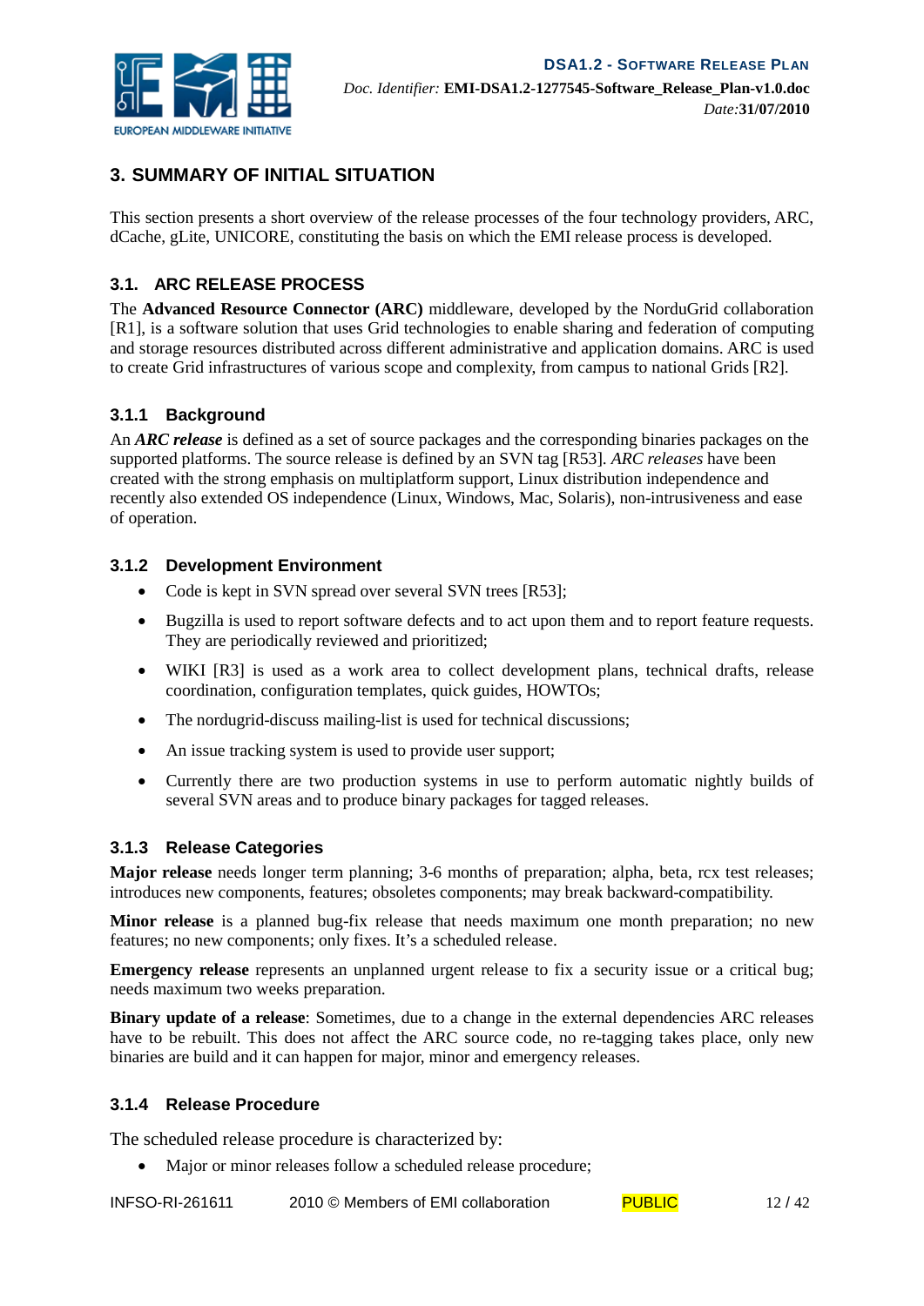# 3. SUMMARY OF INITIAL SITUATION

This section presents a short overview of the release processes of the four technology providers, ARC, dCache, gLite, UNICORE, constituting the basis on which the EMI release process is developed.

## 3.1. ARC RELEASE PROCESS

The **Advanced Resource Connector (ARC)** middleware, developed by the NorduGrid collaboration [R1], is a software solution that uses Grid technologies to enable sharing and federation of computing and storage resources distributed across different administrative and application domains. ARC is used to create Grid infrastructures of various scope and complexity, from campus to national Grids [R2].

### 3.1.1 Background

An ***ARC release*** is defined as a set of source packages and the corresponding binaries packages on the supported platforms. The source release is defined by an SVN tag [R53]. *ARC releases* have been created with the strong emphasis on multiplatform support, Linux distribution independence and recently also extended OS independence (Linux, Windows, Mac, Solaris), non-intrusiveness and ease of operation.

### 3.1.2 Development Environment

- Code is kept in SVN spread over several SVN trees [R53];
- Bugzilla is used to report software defects and to act upon them and to report feature requests. They are periodically reviewed and prioritized;
- WIKI [R3] is used as a work area to collect development plans, technical drafts, release coordination, configuration templates, quick guides, HOWTOs;
- The nordugrid-discuss mailing-list is used for technical discussions;
- An issue tracking system is used to provide user support;
- Currently there are two production systems in use to perform automatic nightly builds of several SVN areas and to produce binary packages for tagged releases.

### 3.1.3 Release Categories

**Major release** needs longer term planning; 3-6 months of preparation; alpha, beta, rcx test releases; introduces new components, features; obsoletes components; may break backward-compatibility.

**Minor release** is a planned bug-fix release that needs maximum one month preparation; no new features; no new components; only fixes. It's a scheduled release.

**Emergency release** represents an unplanned urgent release to fix a security issue or a critical bug; needs maximum two weeks preparation.

**Binary update of a release**: Sometimes, due to a change in the external dependencies ARC releases have to be rebuilt. This does not affect the ARC source code, no re-tagging takes place, only new binaries are build and it can happen for major, minor and emergency releases.

### 3.1.4 Release Procedure

The scheduled release procedure is characterized by:

- Major or minor releases follow a scheduled release procedure;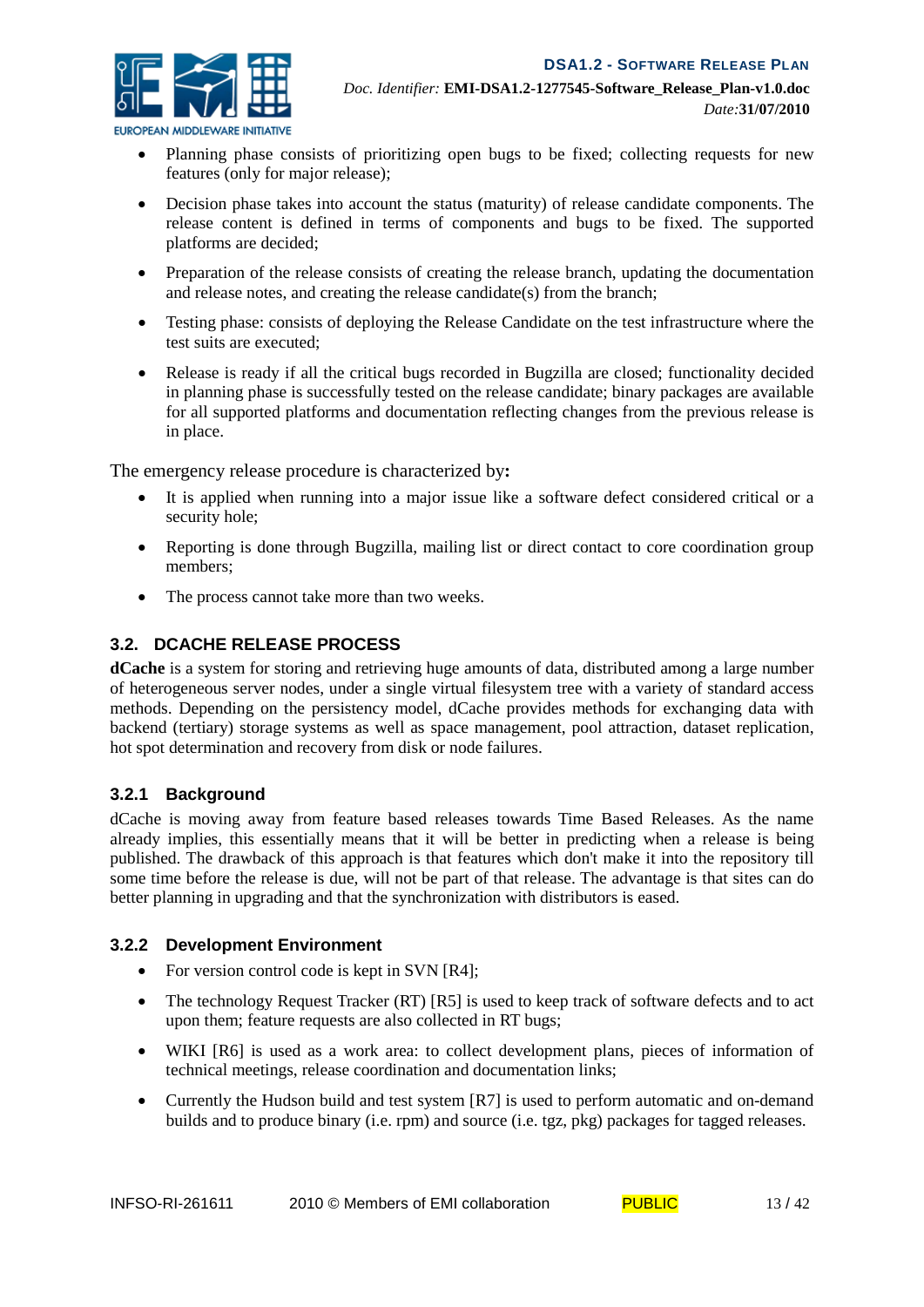- Planning phase consists of prioritizing open bugs to be fixed; collecting requests for new features (only for major release);
- Decision phase takes into account the status (maturity) of release candidate components. The release content is defined in terms of components and bugs to be fixed. The supported platforms are decided;
- Preparation of the release consists of creating the release branch, updating the documentation and release notes, and creating the release candidate(s) from the branch;
- Testing phase: consists of deploying the Release Candidate on the test infrastructure where the test suits are executed;
- Release is ready if all the critical bugs recorded in Bugzilla are closed; functionality decided in planning phase is successfully tested on the release candidate; binary packages are available for all supported platforms and documentation reflecting changes from the previous release is in place.

The emergency release procedure is characterized by**:**

- It is applied when running into a major issue like a software defect considered critical or a security hole;
- Reporting is done through Bugzilla, mailing list or direct contact to core coordination group members;
- The process cannot take more than two weeks.

## 3.2. DCACHE RELEASE PROCESS

**dCache** is a system for storing and retrieving huge amounts of data, distributed among a large number of heterogeneous server nodes, under a single virtual filesystem tree with a variety of standard access methods. Depending on the persistency model, dCache provides methods for exchanging data with backend (tertiary) storage systems as well as space management, pool attraction, dataset replication, hot spot determination and recovery from disk or node failures.

### 3.2.1 Background

dCache is moving away from feature based releases towards Time Based Releases. As the name already implies, this essentially means that it will be better in predicting when a release is being published. The drawback of this approach is that features which don't make it into the repository till some time before the release is due, will not be part of that release. The advantage is that sites can do better planning in upgrading and that the synchronization with distributors is eased.

### 3.2.2 Development Environment

- For version control code is kept in SVN [R4];
- The technology Request Tracker (RT) [R5] is used to keep track of software defects and to act upon them; feature requests are also collected in RT bugs;
- WIKI [R6] is used as a work area: to collect development plans, pieces of information of technical meetings, release coordination and documentation links;
- Currently the Hudson build and test system [R7] is used to perform automatic and on-demand builds and to produce binary (i.e. rpm) and source (i.e. tgz, pkg) packages for tagged releases.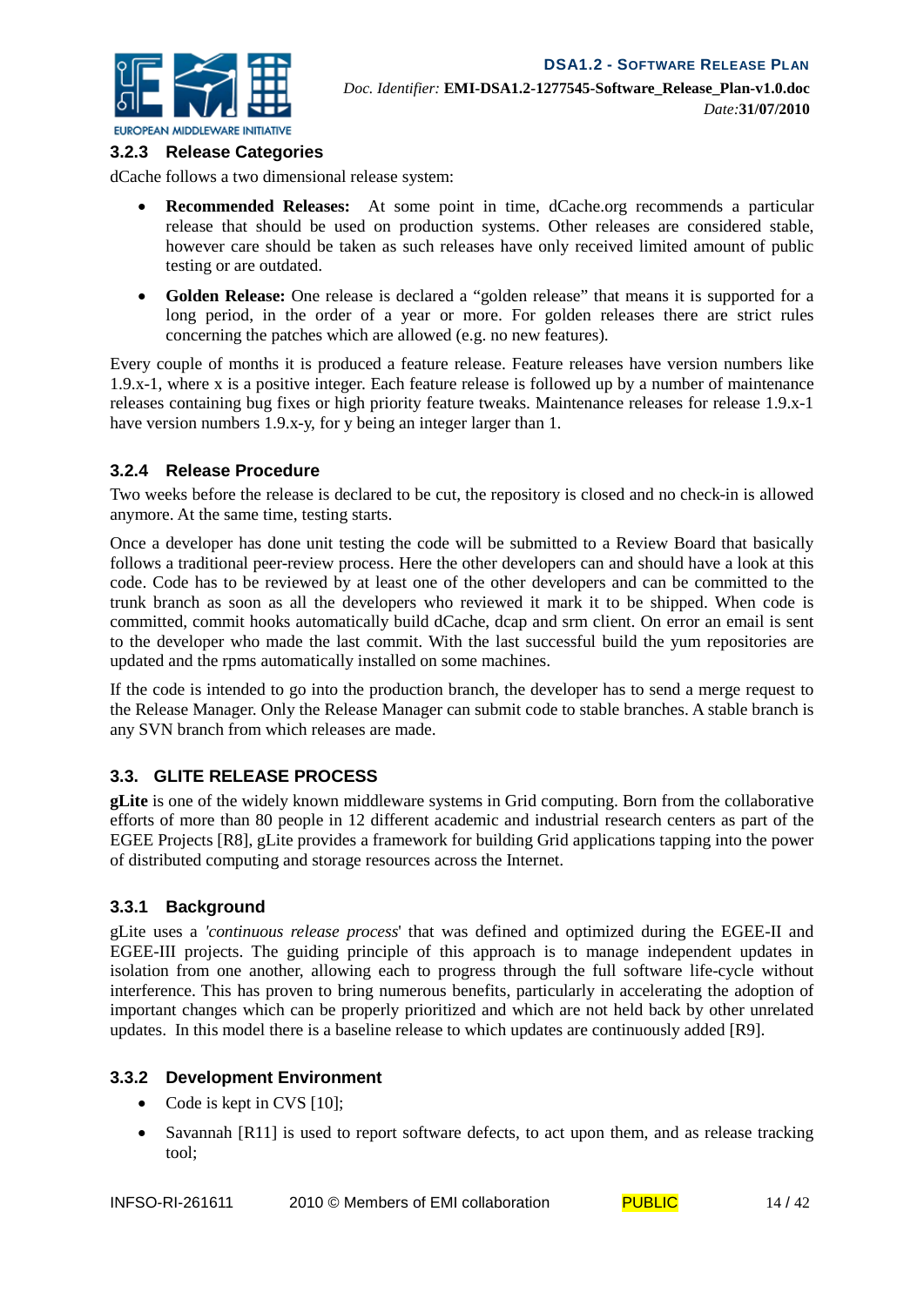### 3.2.3 Release Categories

dCache follows a two dimensional release system:

- **Recommended Releases:** At some point in time, dCache.org recommends a particular release that should be used on production systems. Other releases are considered stable, however care should be taken as such releases have only received limited amount of public testing or are outdated.
- **Golden Release:** One release is declared a "golden release" that means it is supported for a long period, in the order of a year or more. For golden releases there are strict rules concerning the patches which are allowed (e.g. no new features).

Every couple of months it is produced a feature release. Feature releases have version numbers like 1.9.x-1, where x is a positive integer. Each feature release is followed up by a number of maintenance releases containing bug fixes or high priority feature tweaks. Maintenance releases for release 1.9.x-1 have version numbers 1.9.x-y, for y being an integer larger than 1.

### 3.2.4 Release Procedure

Two weeks before the release is declared to be cut, the repository is closed and no check-in is allowed anymore. At the same time, testing starts.

Once a developer has done unit testing the code will be submitted to a Review Board that basically follows a traditional peer-review process. Here the other developers can and should have a look at this code. Code has to be reviewed by at least one of the other developers and can be committed to the trunk branch as soon as all the developers who reviewed it mark it to be shipped. When code is committed, commit hooks automatically build dCache, dcap and srm client. On error an email is sent to the developer who made the last commit. With the last successful build the yum repositories are updated and the rpms automatically installed on some machines.

If the code is intended to go into the production branch, the developer has to send a merge request to the Release Manager. Only the Release Manager can submit code to stable branches. A stable branch is any SVN branch from which releases are made.

## 3.3. GLITE RELEASE PROCESS

**gLite** is one of the widely known middleware systems in Grid computing. Born from the collaborative efforts of more than 80 people in 12 different academic and industrial research centers as part of the EGEE Projects [R8], gLite provides a framework for building Grid applications tapping into the power of distributed computing and storage resources across the Internet.

### 3.3.1 Background

gLite uses a '*continuous release process*' that was defined and optimized during the EGEE-II and EGEE-III projects. The guiding principle of this approach is to manage independent updates in isolation from one another, allowing each to progress through the full software life-cycle without interference. This has proven to bring numerous benefits, particularly in accelerating the adoption of important changes which can be properly prioritized and which are not held back by other unrelated updates. In this model there is a baseline release to which updates are continuously added [R9].

### 3.3.2 Development Environment

- Code is kept in CVS [10];
- Savannah [R11] is used to report software defects, to act upon them, and as release tracking tool;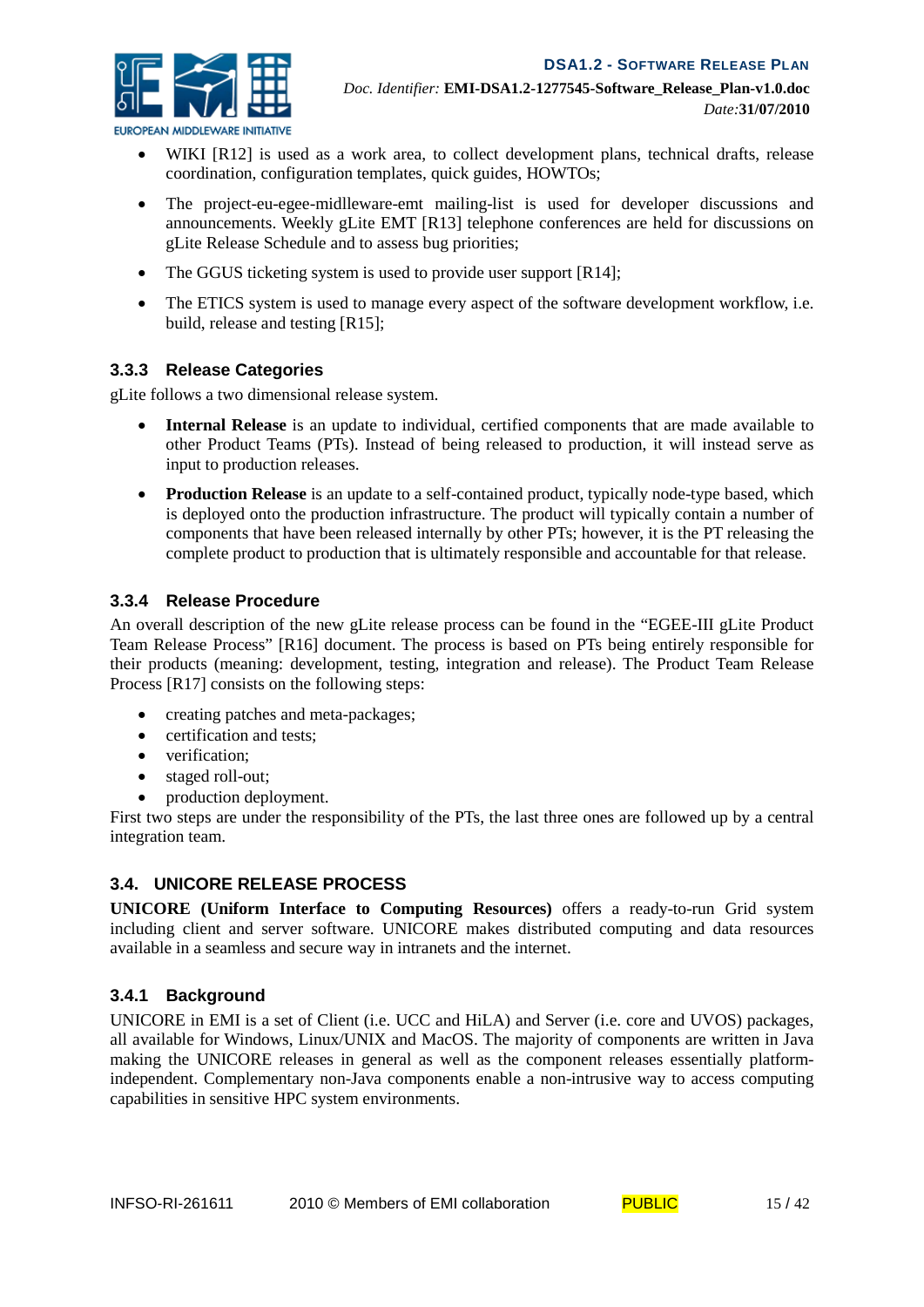- WIKI [R12] is used as a work area, to collect development plans, technical drafts, release coordination, configuration templates, quick guides, HOWTOs;
- The project-eu-egee-midlleware-emt mailing-list is used for developer discussions and announcements. Weekly gLite EMT [R13] telephone conferences are held for discussions on gLite Release Schedule and to assess bug priorities;
- The GGUS ticketing system is used to provide user support [R14];
- The ETICS system is used to manage every aspect of the software development workflow, i.e. build, release and testing [R15];

### 3.3.3 Release Categories

gLite follows a two dimensional release system.

- **Internal Release** is an update to individual, certified components that are made available to other Product Teams (PTs). Instead of being released to production, it will instead serve as input to production releases.
- **Production Release** is an update to a self-contained product, typically node-type based, which is deployed onto the production infrastructure. The product will typically contain a number of components that have been released internally by other PTs; however, it is the PT releasing the complete product to production that is ultimately responsible and accountable for that release.

### 3.3.4 Release Procedure

An overall description of the new gLite release process can be found in the "EGEE-III gLite Product Team Release Process" [R16] document. The process is based on PTs being entirely responsible for their products (meaning: development, testing, integration and release). The Product Team Release Process [R17] consists on the following steps:

- creating patches and meta-packages;
- certification and tests;
- verification;
- staged roll-out;
- production deployment.

First two steps are under the responsibility of the PTs, the last three ones are followed up by a central integration team.

## 3.4. UNICORE RELEASE PROCESS

**UNICORE (Uniform Interface to Computing Resources)** offers a ready-to-run Grid system including client and server software. UNICORE makes distributed computing and data resources available in a seamless and secure way in intranets and the internet.

### 3.4.1 Background

UNICORE in EMI is a set of Client (i.e. UCC and HiLA) and Server (i.e. core and UVOS) packages, all available for Windows, Linux/UNIX and MacOS. The majority of components are written in Java making the UNICORE releases in general as well as the component releases essentially platform-independent. Complementary non-Java components enable a non-intrusive way to access computing capabilities in sensitive HPC system environments.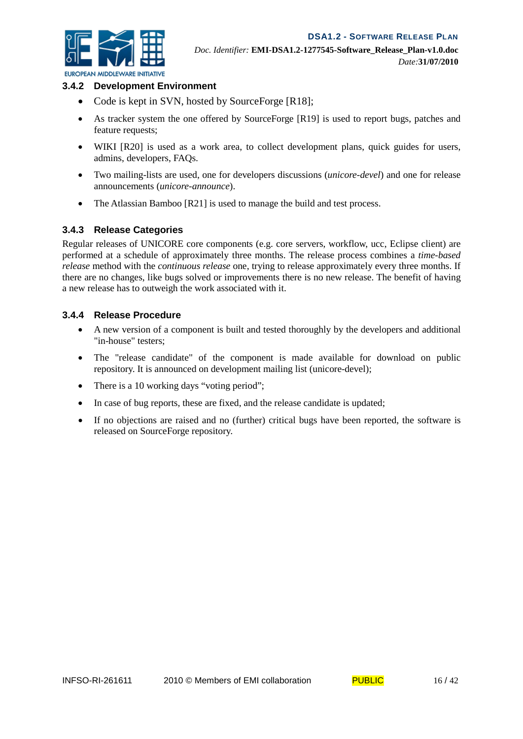### 3.4.2 Development Environment

- Code is kept in SVN, hosted by SourceForge [R18];
- As tracker system the one offered by SourceForge [R19] is used to report bugs, patches and feature requests;
- WIKI [R20] is used as a work area, to collect development plans, quick guides for users, admins, developers, FAQs.
- Two mailing-lists are used, one for developers discussions (*unicore-devel*) and one for release announcements (*unicore-announce*).
- The Atlassian Bamboo [R21] is used to manage the build and test process.

### 3.4.3 Release Categories

Regular releases of UNICORE core components (e.g. core servers, workflow, ucc, Eclipse client) are performed at a schedule of approximately three months. The release process combines a *time-based release* method with the *continuous release* one, trying to release approximately every three months. If there are no changes, like bugs solved or improvements there is no new release. The benefit of having a new release has to outweigh the work associated with it.

### 3.4.4 Release Procedure

- A new version of a component is built and tested thoroughly by the developers and additional "in-house" testers;
- The "release candidate" of the component is made available for download on public repository. It is announced on development mailing list (unicore-devel);
- There is a 10 working days “voting period”;
- In case of bug reports, these are fixed, and the release candidate is updated;
- If no objections are raised and no (further) critical bugs have been reported, the software is released on SourceForge repository.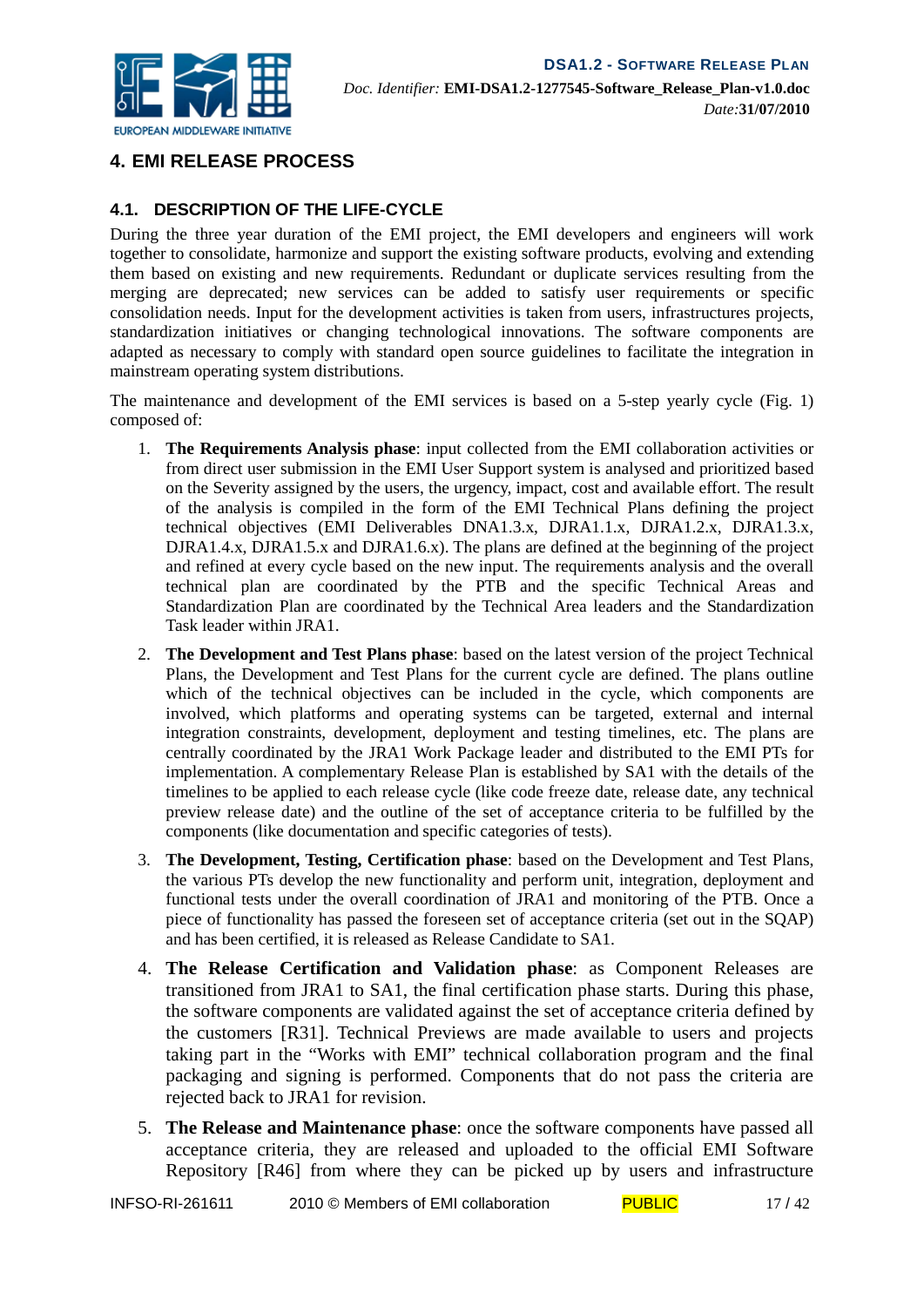# 4. EMI RELEASE PROCESS

## 4.1. DESCRIPTION OF THE LIFE-CYCLE

During the three year duration of the EMI project, the EMI developers and engineers will work together to consolidate, harmonize and support the existing software products, evolving and extending them based on existing and new requirements. Redundant or duplicate services resulting from the merging are deprecated; new services can be added to satisfy user requirements or specific consolidation needs. Input for the development activities is taken from users, infrastructures projects, standardization initiatives or changing technological innovations. The software components are adapted as necessary to comply with standard open source guidelines to facilitate the integration in mainstream operating system distributions.

The maintenance and development of the EMI services is based on a 5-step yearly cycle (Fig. 1) composed of:

1. **The Requirements Analysis phase**: input collected from the EMI collaboration activities or from direct user submission in the EMI User Support system is analysed and prioritized based on the Severity assigned by the users, the urgency, impact, cost and available effort. The result of the analysis is compiled in the form of the EMI Technical Plans defining the project technical objectives (EMI Deliverables DNA1.3.x, DJRA1.1.x, DJRA1.2.x, DJRA1.3.x, DJRA1.4.x, DJRA1.5.x and DJRA1.6.x). The plans are defined at the beginning of the project and refined at every cycle based on the new input. The requirements analysis and the overall technical plan are coordinated by the PTB and the specific Technical Areas and Standardization Plan are coordinated by the Technical Area leaders and the Standardization Task leader within JRA1.
2. **The Development and Test Plans phase**: based on the latest version of the project Technical Plans, the Development and Test Plans for the current cycle are defined. The plans outline which of the technical objectives can be included in the cycle, which components are involved, which platforms and operating systems can be targeted, external and internal integration constraints, development, deployment and testing timelines, etc. The plans are centrally coordinated by the JRA1 Work Package leader and distributed to the EMI PTs for implementation. A complementary Release Plan is established by SA1 with the details of the timelines to be applied to each release cycle (like code freeze date, release date, any technical preview release date) and the outline of the set of acceptance criteria to be fulfilled by the components (like documentation and specific categories of tests).
3. **The Development, Testing, Certification phase**: based on the Development and Test Plans, the various PTs develop the new functionality and perform unit, integration, deployment and functional tests under the overall coordination of JRA1 and monitoring of the PTB. Once a piece of functionality has passed the foreseen set of acceptance criteria (set out in the SQAP) and has been certified, it is released as Release Candidate to SA1.
4. **The Release Certification and Validation phase**: as Component Releases are transitioned from JRA1 to SA1, the final certification phase starts. During this phase, the software components are validated against the set of acceptance criteria defined by the customers [R31]. Technical Previews are made available to users and projects taking part in the "Works with EMI" technical collaboration program and the final packaging and signing is performed. Components that do not pass the criteria are rejected back to JRA1 for revision.
5. **The Release and Maintenance phase**: once the software components have passed all acceptance criteria, they are released and uploaded to the official EMI Software Repository [R46] from where they can be picked up by users and infrastructure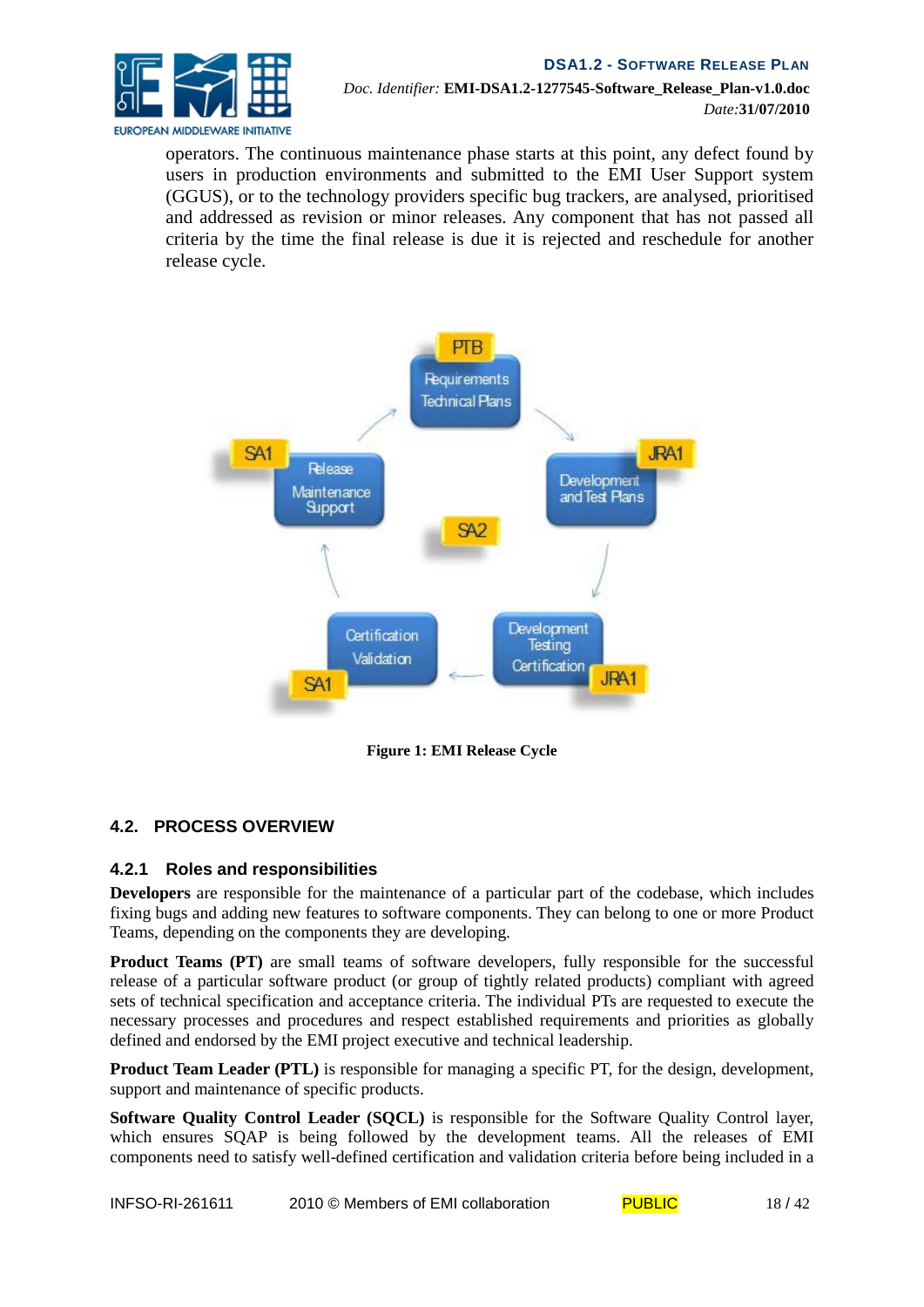operators. The continuous maintenance phase starts at this point, any defect found by users in production environments and submitted to the EMI User Support system (GGUS), or to the technology providers specific bug trackers, are analysed, prioritised and addressed as revision or minor releases. Any component that has not passed all criteria by the time the final release is due it is rejected and reschedule for another release cycle.

**Figure 1: EMI Release Cycle**

## 4.2. PROCESS OVERVIEW

### 4.2.1 Roles and responsibilities

**Developers** are responsible for the maintenance of a particular part of the codebase, which includes fixing bugs and adding new features to software components. They can belong to one or more Product Teams, depending on the components they are developing.

**Product Teams (PT)** are small teams of software developers, fully responsible for the successful release of a particular software product (or group of tightly related products) compliant with agreed sets of technical specification and acceptance criteria. The individual PTs are requested to execute the necessary processes and procedures and respect established requirements and priorities as globally defined and endorsed by the EMI project executive and technical leadership.

**Product Team Leader (PTL)** is responsible for managing a specific PT, for the design, development, support and maintenance of specific products.

**Software Quality Control Leader (SQCL)** is responsible for the Software Quality Control layer, which ensures SQAP is being followed by the development teams. All the releases of EMI components need to satisfy well-defined certification and validation criteria before being included in a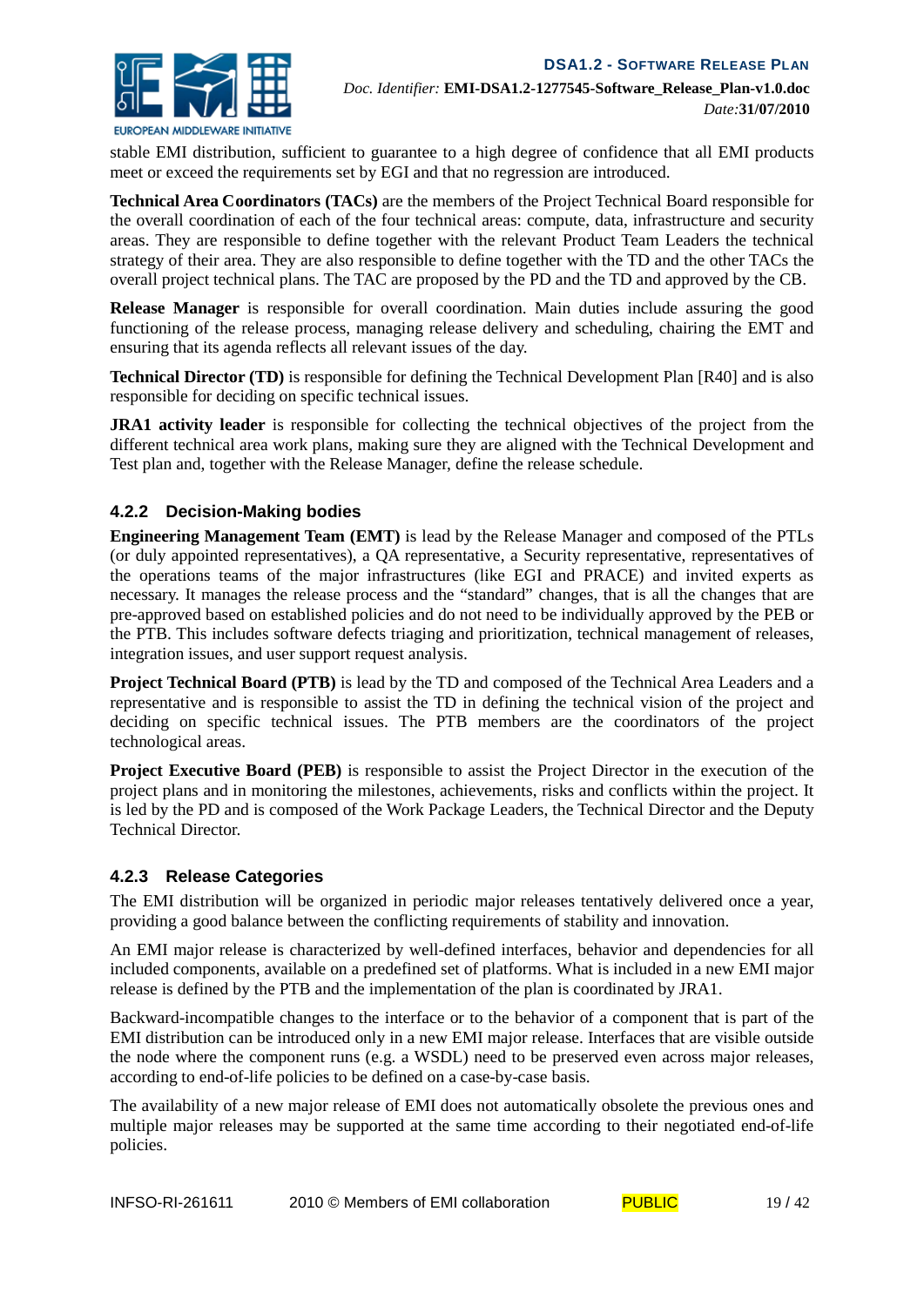stable EMI distribution, sufficient to guarantee to a high degree of confidence that all EMI products meet or exceed the requirements set by EGI and that no regression are introduced.

**Technical Area Coordinators (TACs)** are the members of the Project Technical Board responsible for the overall coordination of each of the four technical areas: compute, data, infrastructure and security areas. They are responsible to define together with the relevant Product Team Leaders the technical strategy of their area. They are also responsible to define together with the TD and the other TACs the overall project technical plans. The TAC are proposed by the PD and the TD and approved by the CB.

**Release Manager** is responsible for overall coordination. Main duties include assuring the good functioning of the release process, managing release delivery and scheduling, chairing the EMT and ensuring that its agenda reflects all relevant issues of the day.

**Technical Director (TD)** is responsible for defining the Technical Development Plan [R40] and is also responsible for deciding on specific technical issues.

**JRA1 activity leader** is responsible for collecting the technical objectives of the project from the different technical area work plans, making sure they are aligned with the Technical Development and Test plan and, together with the Release Manager, define the release schedule.

### 4.2.2 Decision-Making bodies

**Engineering Management Team (EMT)** is lead by the Release Manager and composed of the PTLs (or duly appointed representatives), a QA representative, a Security representative, representatives of the operations teams of the major infrastructures (like EGI and PRACE) and invited experts as necessary. It manages the release process and the "standard" changes, that is all the changes that are pre-approved based on established policies and do not need to be individually approved by the PEB or the PTB. This includes software defects triaging and prioritization, technical management of releases, integration issues, and user support request analysis.

**Project Technical Board (PTB)** is lead by the TD and composed of the Technical Area Leaders and a representative and is responsible to assist the TD in defining the technical vision of the project and deciding on specific technical issues. The PTB members are the coordinators of the project technological areas.

**Project Executive Board (PEB)** is responsible to assist the Project Director in the execution of the project plans and in monitoring the milestones, achievements, risks and conflicts within the project. It is led by the PD and is composed of the Work Package Leaders, the Technical Director and the Deputy Technical Director.

### 4.2.3 Release Categories

The EMI distribution will be organized in periodic major releases tentatively delivered once a year, providing a good balance between the conflicting requirements of stability and innovation.

An EMI major release is characterized by well-defined interfaces, behavior and dependencies for all included components, available on a predefined set of platforms. What is included in a new EMI major release is defined by the PTB and the implementation of the plan is coordinated by JRA1.

Backward-incompatible changes to the interface or to the behavior of a component that is part of the EMI distribution can be introduced only in a new EMI major release. Interfaces that are visible outside the node where the component runs (e.g. a WSDL) need to be preserved even across major releases, according to end-of-life policies to be defined on a case-by-case basis.

The availability of a new major release of EMI does not automatically obsolete the previous ones and multiple major releases may be supported at the same time according to their negotiated end-of-life policies.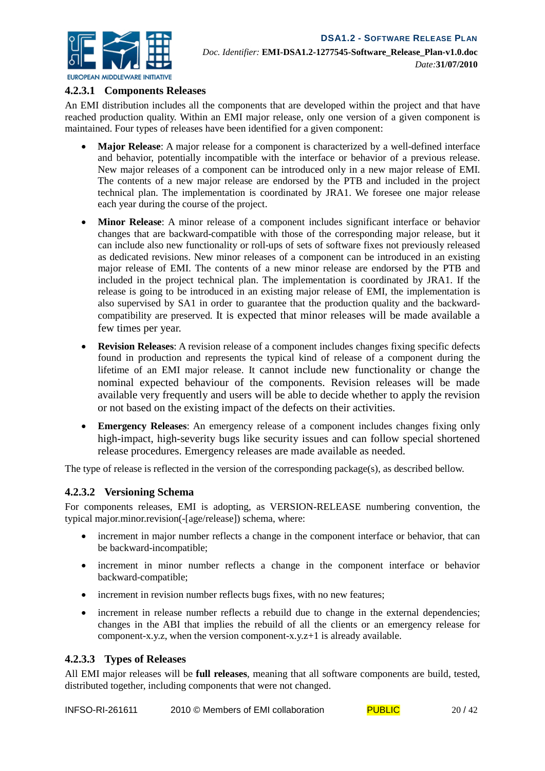#### 4.2.3.1 Components Releases

An EMI distribution includes all the components that are developed within the project and that have reached production quality. Within an EMI major release, only one version of a given component is maintained. Four types of releases have been identified for a given component:

- **Major Release**: A major release for a component is characterized by a well-defined interface and behavior, potentially incompatible with the interface or behavior of a previous release. New major releases of a component can be introduced only in a new major release of EMI. The contents of a new major release are endorsed by the PTB and included in the project technical plan. The implementation is coordinated by JRA1. We foresee one major release each year during the course of the project.

- **Minor Release**: A minor release of a component includes significant interface or behavior changes that are backward-compatible with those of the corresponding major release, but it can include also new functionality or roll-ups of sets of software fixes not previously released as dedicated revisions. New minor releases of a component can be introduced in an existing major release of EMI. The contents of a new minor release are endorsed by the PTB and included in the project technical plan. The implementation is coordinated by JRA1. If the release is going to be introduced in an existing major release of EMI, the implementation is also supervised by SA1 in order to guarantee that the production quality and the backward-compatibility are preserved. It is expected that minor releases will be made available a few times per year.

- **Revision Releases**: A revision release of a component includes changes fixing specific defects found in production and represents the typical kind of release of a component during the lifetime of an EMI major release. It cannot include new functionality or change the nominal expected behaviour of the components. Revision releases will be made available very frequently and users will be able to decide whether to apply the revision or not based on the existing impact of the defects on their activities.

- **Emergency Releases**: An emergency release of a component includes changes fixing only high-impact, high-severity bugs like security issues and can follow special shortened release procedures. Emergency releases are made available as needed.

The type of release is reflected in the version of the corresponding package(s), as described bellow.

#### 4.2.3.2 Versioning Schema

For components releases, EMI is adopting, as VERSION-RELEASE numbering convention, the typical major.minor.revision(-[age/release]) schema, where:

- increment in major number reflects a change in the component interface or behavior, that can be backward-incompatible;
- increment in minor number reflects a change in the component interface or behavior backward-compatible;
- increment in revision number reflects bugs fixes, with no new features;
- increment in release number reflects a rebuild due to change in the external dependencies; changes in the ABI that implies the rebuild of all the clients or an emergency release for component-x.y.z, when the version component-x.y.z+1 is already available.

#### 4.2.3.3 Types of Releases

All EMI major releases will be **full releases**, meaning that all software components are build, tested, distributed together, including components that were not changed.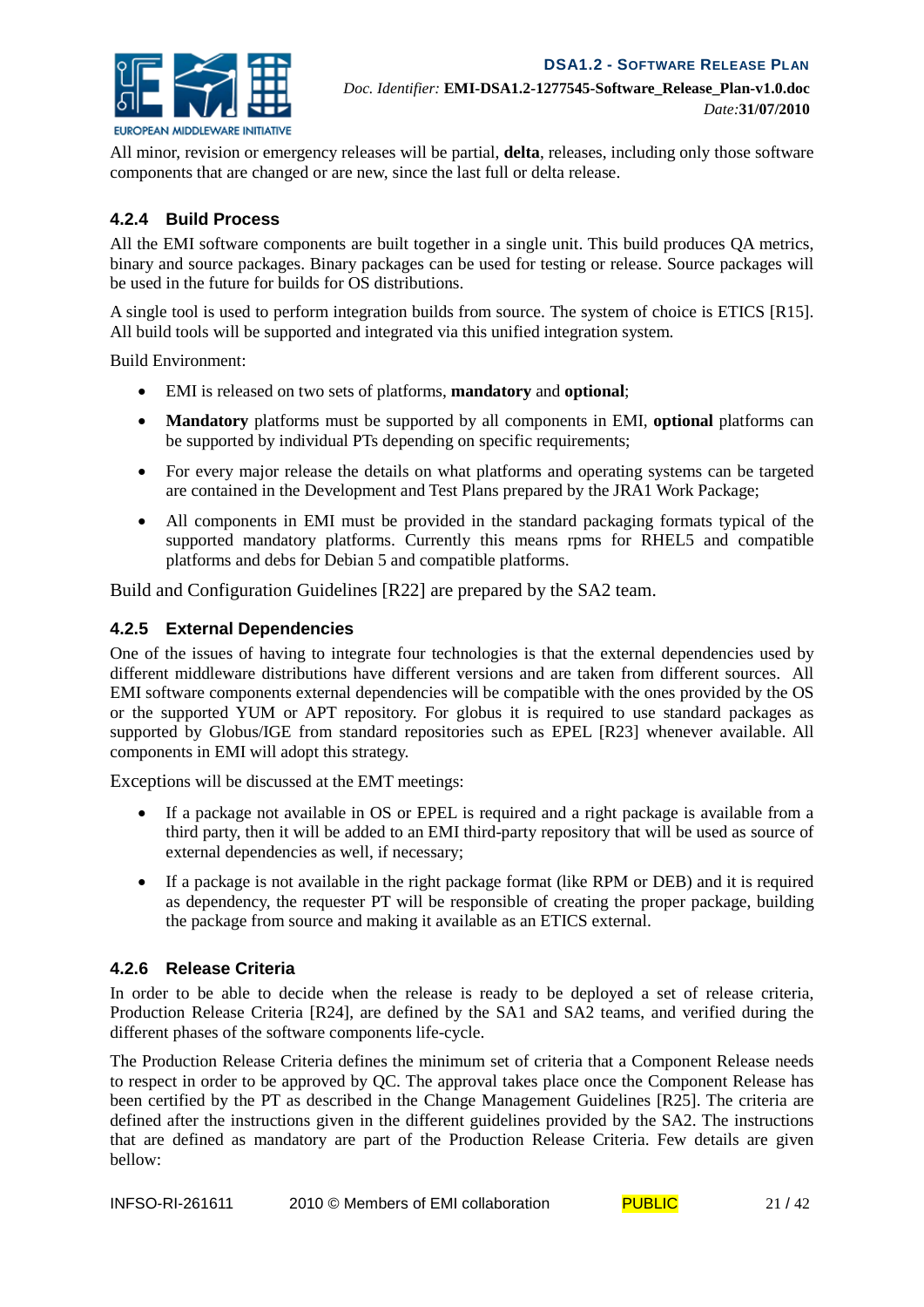All minor, revision or emergency releases will be partial, **delta**, releases, including only those software components that are changed or are new, since the last full or delta release.

### 4.2.4 Build Process

All the EMI software components are built together in a single unit. This build produces QA metrics, binary and source packages. Binary packages can be used for testing or release. Source packages will be used in the future for builds for OS distributions.

A single tool is used to perform integration builds from source. The system of choice is ETICS [R15]. All build tools will be supported and integrated via this unified integration system.

Build Environment:

- EMI is released on two sets of platforms, **mandatory** and **optional**;
- **Mandatory** platforms must be supported by all components in EMI, **optional** platforms can be supported by individual PTs depending on specific requirements;
- For every major release the details on what platforms and operating systems can be targeted are contained in the Development and Test Plans prepared by the JRA1 Work Package;
- All components in EMI must be provided in the standard packaging formats typical of the supported mandatory platforms. Currently this means rpms for RHEL5 and compatible platforms and debs for Debian 5 and compatible platforms.

Build and Configuration Guidelines [R22] are prepared by the SA2 team.

### 4.2.5 External Dependencies

One of the issues of having to integrate four technologies is that the external dependencies used by different middleware distributions have different versions and are taken from different sources. All EMI software components external dependencies will be compatible with the ones provided by the OS or the supported YUM or APT repository. For globus it is required to use standard packages as supported by Globus/IGE from standard repositories such as EPEL [R23] whenever available. All components in EMI will adopt this strategy.

Exceptions will be discussed at the EMT meetings:

- If a package not available in OS or EPEL is required and a right package is available from a third party, then it will be added to an EMI third-party repository that will be used as source of external dependencies as well, if necessary;
- If a package is not available in the right package format (like RPM or DEB) and it is required as dependency, the requester PT will be responsible of creating the proper package, building the package from source and making it available as an ETICS external.

### 4.2.6 Release Criteria

In order to be able to decide when the release is ready to be deployed a set of release criteria, Production Release Criteria [R24], are defined by the SA1 and SA2 teams, and verified during the different phases of the software components life-cycle.

The Production Release Criteria defines the minimum set of criteria that a Component Release needs to respect in order to be approved by QC. The approval takes place once the Component Release has been certified by the PT as described in the Change Management Guidelines [R25]. The criteria are defined after the instructions given in the different guidelines provided by the SA2. The instructions that are defined as mandatory are part of the Production Release Criteria. Few details are given bellow: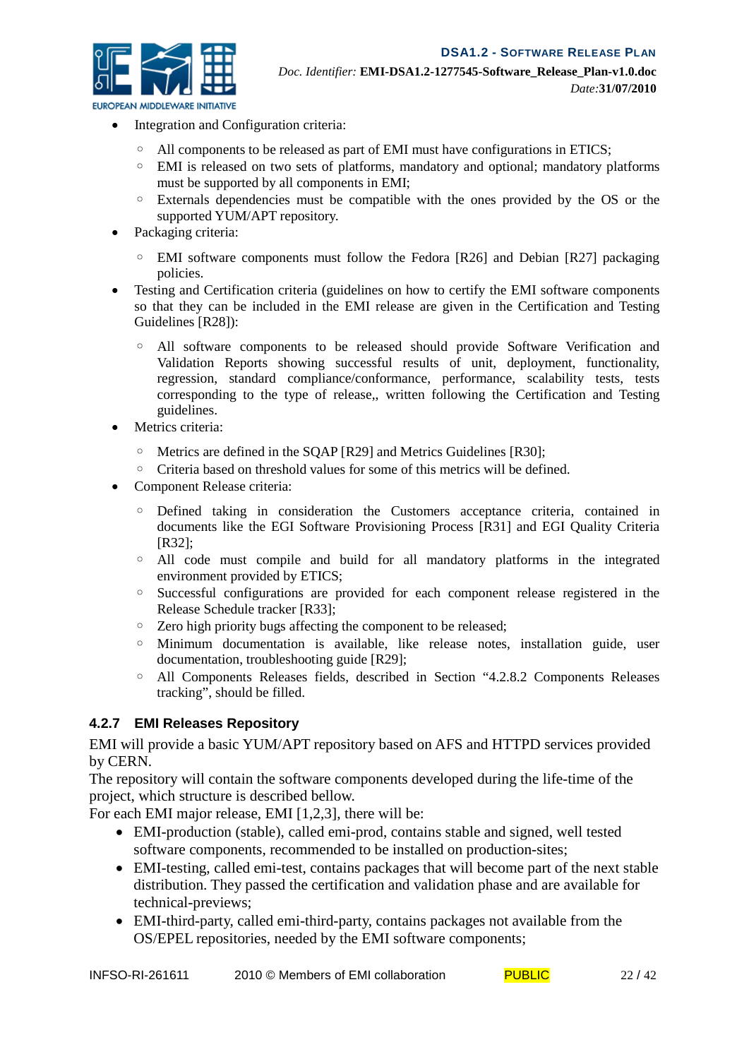- Integration and Configuration criteria:
  - All components to be released as part of EMI must have configurations in ETICS;
  - EMI is released on two sets of platforms, mandatory and optional; mandatory platforms must be supported by all components in EMI;
  - Externals dependencies must be compatible with the ones provided by the OS or the supported YUM/APT repository.
- Packaging criteria:
  - EMI software components must follow the Fedora [R26] and Debian [R27] packaging policies.
- Testing and Certification criteria (guidelines on how to certify the EMI software components so that they can be included in the EMI release are given in the Certification and Testing Guidelines [R28]):
  - All software components to be released should provide Software Verification and Validation Reports showing successful results of unit, deployment, functionality, regression, standard compliance/conformance, performance, scalability tests, tests corresponding to the type of release,, written following the Certification and Testing guidelines.
- Metrics criteria:
  - Metrics are defined in the SQAP [R29] and Metrics Guidelines [R30];
  - Criteria based on threshold values for some of this metrics will be defined.
- Component Release criteria:
  - Defined taking in consideration the Customers acceptance criteria, contained in documents like the EGI Software Provisioning Process [R31] and EGI Quality Criteria [R32];
  - All code must compile and build for all mandatory platforms in the integrated environment provided by ETICS;
  - Successful configurations are provided for each component release registered in the Release Schedule tracker [R33];
  - Zero high priority bugs affecting the component to be released;
  - Minimum documentation is available, like release notes, installation guide, user documentation, troubleshooting guide [R29];
  - All Components Releases fields, described in Section "4.2.8.2 Components Releases tracking", should be filled.

### 4.2.7 EMI Releases Repository

EMI will provide a basic YUM/APT repository based on AFS and HTTPD services provided by CERN.
The repository will contain the software components developed during the life-time of the project, which structure is described bellow.
For each EMI major release, EMI [1,2,3], there will be:

- EMI-production (stable), called emi-prod, contains stable and signed, well tested software components, recommended to be installed on production-sites;
- EMI-testing, called emi-test, contains packages that will become part of the next stable distribution. They passed the certification and validation phase and are available for technical-previews;
- EMI-third-party, called emi-third-party, contains packages not available from the OS/EPEL repositories, needed by the EMI software components;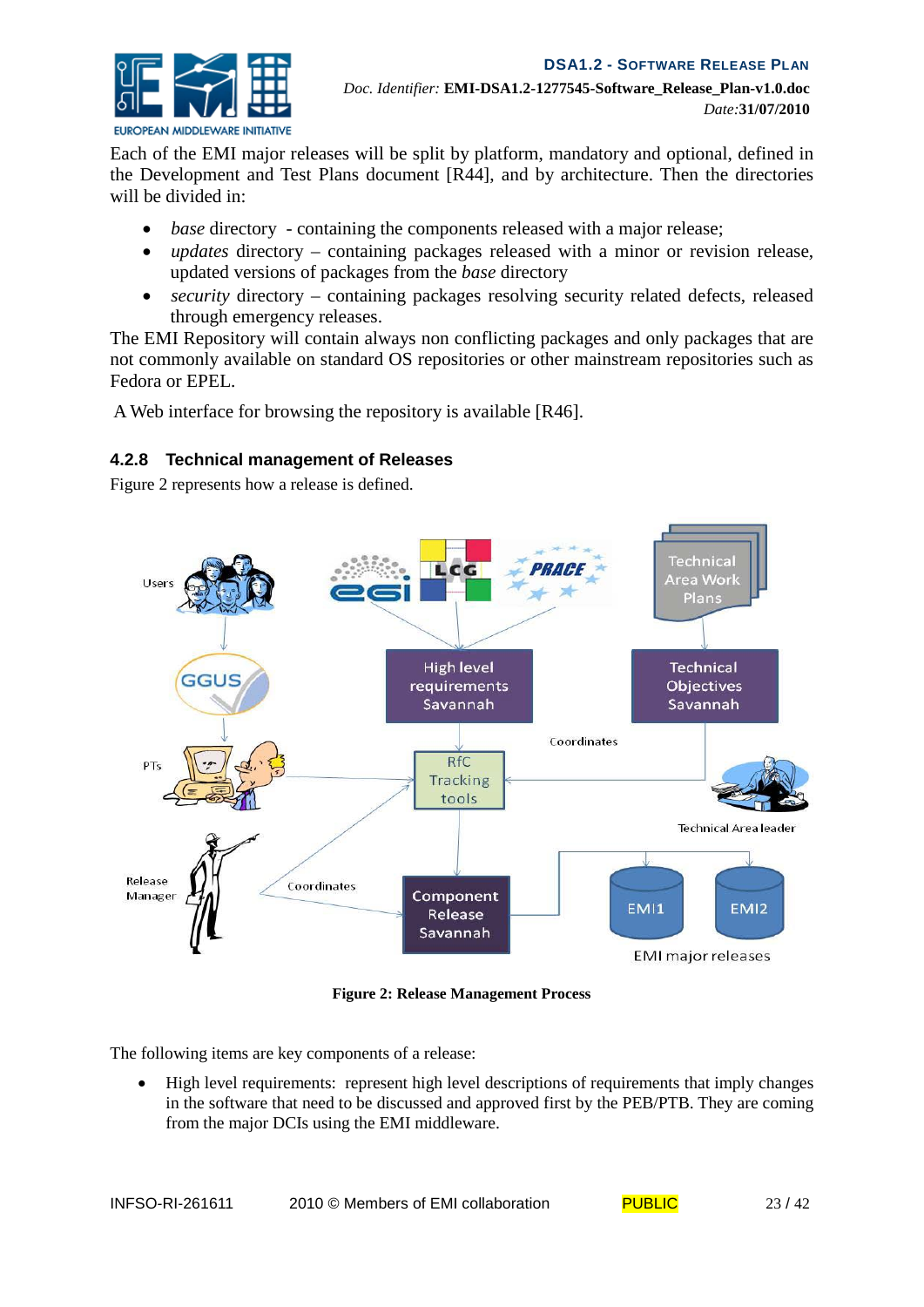Each of the EMI major releases will be split by platform, mandatory and optional, defined in the Development and Test Plans document [R44], and by architecture. Then the directories will be divided in:

- *base* directory - containing the components released with a major release;
- *updates* directory – containing packages released with a minor or revision release, updated versions of packages from the *base* directory
- *security* directory – containing packages resolving security related defects, released through emergency releases.

The EMI Repository will contain always non conflicting packages and only packages that are not commonly available on standard OS repositories or other mainstream repositories such as Fedora or EPEL.

A Web interface for browsing the repository is available [R46].

### 4.2.8 Technical management of Releases

Figure 2 represents how a release is defined.

**Figure 2: Release Management Process**

The following items are key components of a release:

- High level requirements: represent high level descriptions of requirements that imply changes in the software that need to be discussed and approved first by the PEB/PTB. They are coming from the major DCIs using the EMI middleware.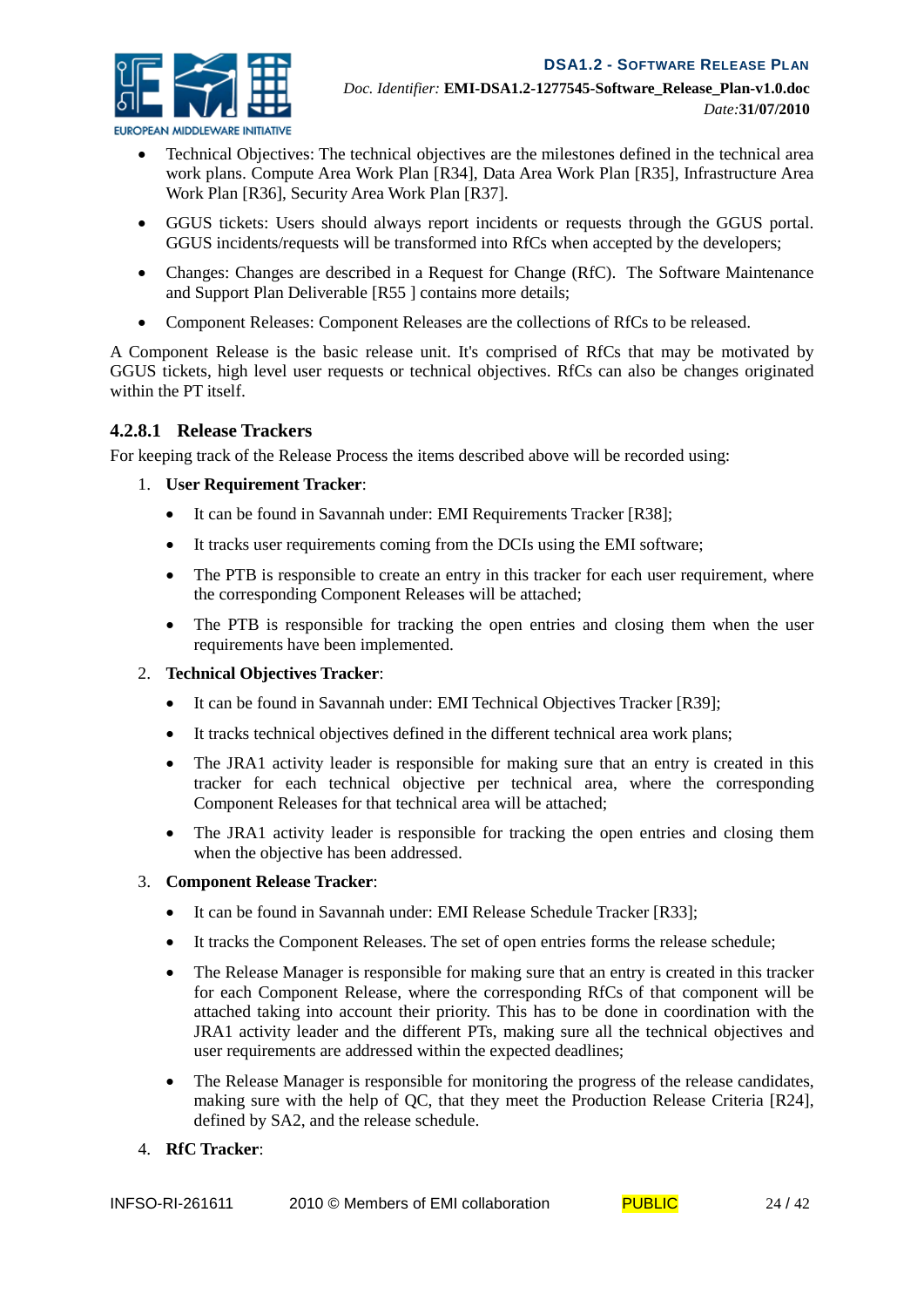- Technical Objectives: The technical objectives are the milestones defined in the technical area work plans. Compute Area Work Plan [R34], Data Area Work Plan [R35], Infrastructure Area Work Plan [R36], Security Area Work Plan [R37].
- GGUS tickets: Users should always report incidents or requests through the GGUS portal. GGUS incidents/requests will be transformed into RfCs when accepted by the developers;
- Changes: Changes are described in a Request for Change (RfC). The Software Maintenance and Support Plan Deliverable [R55 ] contains more details;
- Component Releases: Component Releases are the collections of RfCs to be released.

A Component Release is the basic release unit. It's comprised of RfCs that may be motivated by GGUS tickets, high level user requests or technical objectives. RfCs can also be changes originated within the PT itself.

#### 4.2.8.1 Release Trackers

For keeping track of the Release Process the items described above will be recorded using:

1. **User Requirement Tracker**:
   - It can be found in Savannah under: EMI Requirements Tracker [R38];
   - It tracks user requirements coming from the DCIs using the EMI software;
   - The PTB is responsible to create an entry in this tracker for each user requirement, where the corresponding Component Releases will be attached;
   - The PTB is responsible for tracking the open entries and closing them when the user requirements have been implemented.
2. **Technical Objectives Tracker**:
   - It can be found in Savannah under: EMI Technical Objectives Tracker [R39];
   - It tracks technical objectives defined in the different technical area work plans;
   - The JRA1 activity leader is responsible for making sure that an entry is created in this tracker for each technical objective per technical area, where the corresponding Component Releases for that technical area will be attached;
   - The JRA1 activity leader is responsible for tracking the open entries and closing them when the objective has been addressed.
3. **Component Release Tracker**:
   - It can be found in Savannah under: EMI Release Schedule Tracker [R33];
   - It tracks the Component Releases. The set of open entries forms the release schedule;
   - The Release Manager is responsible for making sure that an entry is created in this tracker for each Component Release, where the corresponding RfCs of that component will be attached taking into account their priority. This has to be done in coordination with the JRA1 activity leader and the different PTs, making sure all the technical objectives and user requirements are addressed within the expected deadlines;
   - The Release Manager is responsible for monitoring the progress of the release candidates, making sure with the help of QC, that they meet the Production Release Criteria [R24], defined by SA2, and the release schedule.
4. **RfC Tracker**: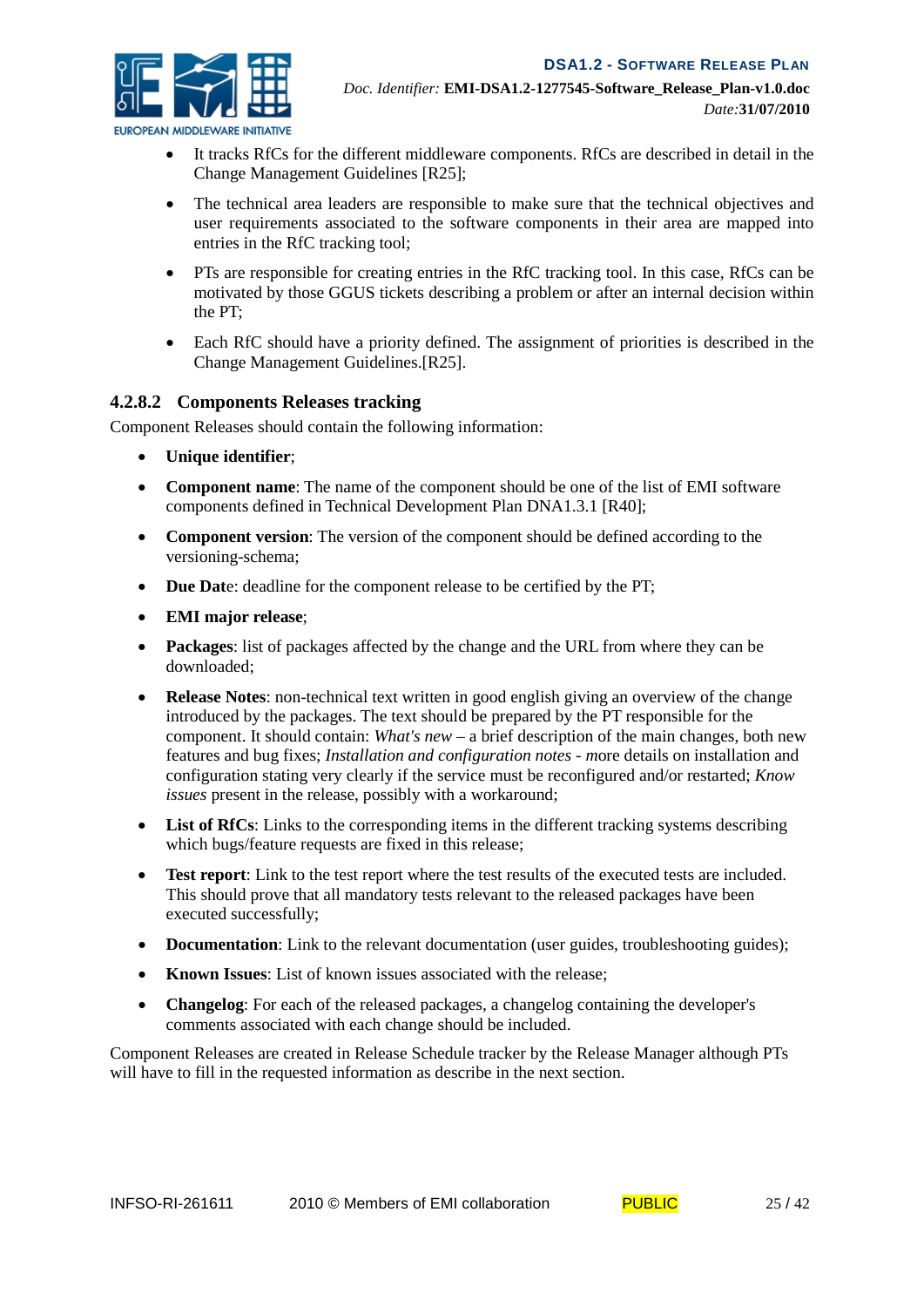- It tracks RfCs for the different middleware components. RfCs are described in detail in the Change Management Guidelines [R25];
- The technical area leaders are responsible to make sure that the technical objectives and user requirements associated to the software components in their area are mapped into entries in the RfC tracking tool;
- PTs are responsible for creating entries in the RfC tracking tool. In this case, RfCs can be motivated by those GGUS tickets describing a problem or after an internal decision within the PT;
- Each RfC should have a priority defined. The assignment of priorities is described in the Change Management Guidelines.[R25].

#### 4.2.8.2 Components Releases tracking

Component Releases should contain the following information:

- **Unique identifier**;
- **Component name**: The name of the component should be one of the list of EMI software components defined in Technical Development Plan DNA1.3.1 [R40];
- **Component version**: The version of the component should be defined according to the versioning-schema;
- **Due Dat**e: deadline for the component release to be certified by the PT;
- **EMI major release**;
- **Packages**: list of packages affected by the change and the URL from where they can be downloaded;
- **Release Notes**: non-technical text written in good english giving an overview of the change introduced by the packages. The text should be prepared by the PT responsible for the component. It should contain: *What's new* – a brief description of the main changes, both new features and bug fixes; *Installation and configuration notes* - more details on installation and configuration stating very clearly if the service must be reconfigured and/or restarted; *Know issues* present in the release, possibly with a workaround;
- **List of RfCs**: Links to the corresponding items in the different tracking systems describing which bugs/feature requests are fixed in this release;
- **Test report**: Link to the test report where the test results of the executed tests are included. This should prove that all mandatory tests relevant to the released packages have been executed successfully;
- **Documentation**: Link to the relevant documentation (user guides, troubleshooting guides);
- **Known Issues**: List of known issues associated with the release;
- **Changelog**: For each of the released packages, a changelog containing the developer's comments associated with each change should be included.

Component Releases are created in Release Schedule tracker by the Release Manager although PTs will have to fill in the requested information as describe in the next section.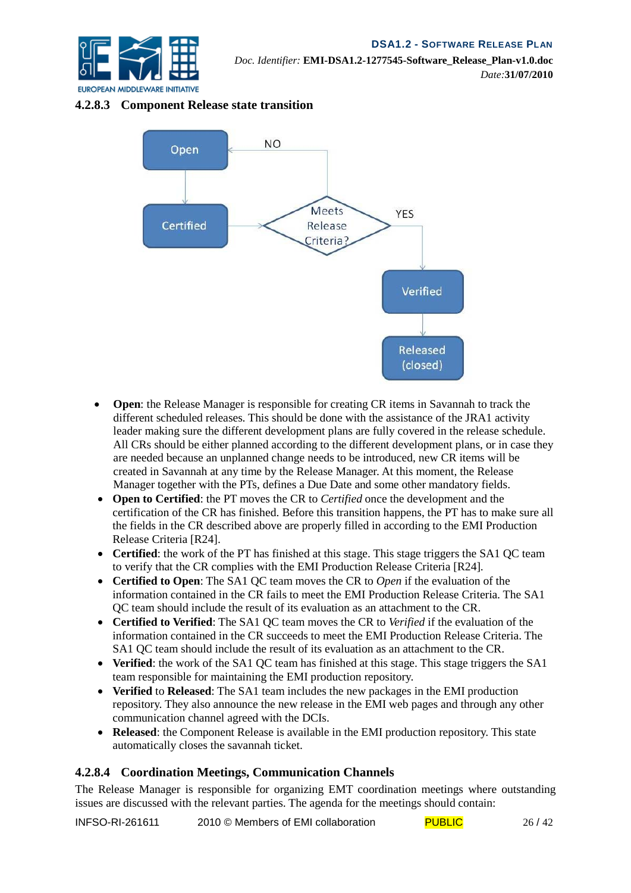#### 4.2.8.3 Component Release state transition

- **Open**: the Release Manager is responsible for creating CR items in Savannah to track the different scheduled releases. This should be done with the assistance of the JRA1 activity leader making sure the different development plans are fully covered in the release schedule. All CRs should be either planned according to the different development plans, or in case they are needed because an unplanned change needs to be introduced, new CR items will be created in Savannah at any time by the Release Manager. At this moment, the Release Manager together with the PTs, defines a Due Date and some other mandatory fields.
- **Open to Certified**: the PT moves the CR to *Certified* once the development and the certification of the CR has finished. Before this transition happens, the PT has to make sure all the fields in the CR described above are properly filled in according to the EMI Production Release Criteria [R24].
- **Certified**: the work of the PT has finished at this stage. This stage triggers the SA1 QC team to verify that the CR complies with the EMI Production Release Criteria [R24].
- **Certified to Open**: The SA1 QC team moves the CR to *Open* if the evaluation of the information contained in the CR fails to meet the EMI Production Release Criteria. The SA1 QC team should include the result of its evaluation as an attachment to the CR.
- **Certified to Verified**: The SA1 QC team moves the CR to *Verified* if the evaluation of the information contained in the CR succeeds to meet the EMI Production Release Criteria. The SA1 QC team should include the result of its evaluation as an attachment to the CR.
- **Verified**: the work of the SA1 QC team has finished at this stage. This stage triggers the SA1 team responsible for maintaining the EMI production repository.
- **Verified** to **Released**: The SA1 team includes the new packages in the EMI production repository. They also announce the new release in the EMI web pages and through any other communication channel agreed with the DCIs.
- **Released**: the Component Release is available in the EMI production repository. This state automatically closes the savannah ticket.

#### 4.2.8.4 Coordination Meetings, Communication Channels

The Release Manager is responsible for organizing EMT coordination meetings where outstanding issues are discussed with the relevant parties. The agenda for the meetings should contain: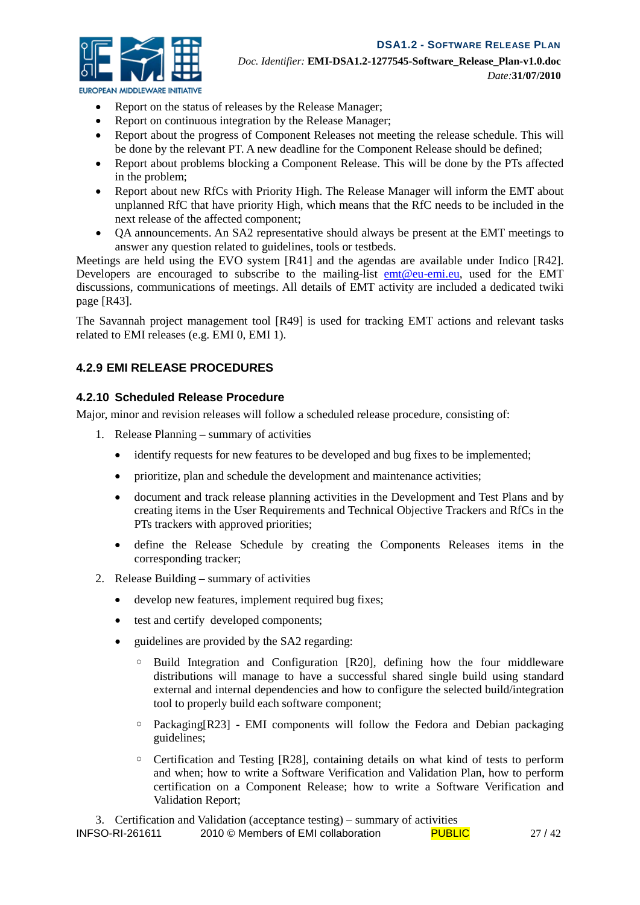- Report on the status of releases by the Release Manager;
- Report on continuous integration by the Release Manager;
- Report about the progress of Component Releases not meeting the release schedule. This will be done by the relevant PT. A new deadline for the Component Release should be defined;
- Report about problems blocking a Component Release. This will be done by the PTs affected in the problem;
- Report about new RfCs with Priority High. The Release Manager will inform the EMT about unplanned RfC that have priority High, which means that the RfC needs to be included in the next release of the affected component;
- QA announcements. An SA2 representative should always be present at the EMT meetings to answer any question related to guidelines, tools or testbeds.

Meetings are held using the EVO system [R41] and the agendas are available under Indico [R42]. Developers are encouraged to subscribe to the mailing-list emt@eu-emi.eu, used for the EMT discussions, communications of meetings. All details of EMT activity are included a dedicated twiki page [R43].

The Savannah project management tool [R49] is used for tracking EMT actions and relevant tasks related to EMI releases (e.g. EMI 0, EMI 1).

### 4.2.9 EMI RELEASE PROCEDURES

### 4.2.10 Scheduled Release Procedure

Major, minor and revision releases will follow a scheduled release procedure, consisting of:

1. Release Planning – summary of activities
   - identify requests for new features to be developed and bug fixes to be implemented;
   - prioritize, plan and schedule the development and maintenance activities;
   - document and track release planning activities in the Development and Test Plans and by creating items in the User Requirements and Technical Objective Trackers and RfCs in the PTs trackers with approved priorities;
   - define the Release Schedule by creating the Components Releases items in the corresponding tracker;
2. Release Building – summary of activities
   - develop new features, implement required bug fixes;
   - test and certify developed components;
   - guidelines are provided by the SA2 regarding:
     - Build Integration and Configuration [R20], defining how the four middleware distributions will manage to have a successful shared single build using standard external and internal dependencies and how to configure the selected build/integration tool to properly build each software component;
     - Packaging[R23] - EMI components will follow the Fedora and Debian packaging guidelines;
     - Certification and Testing [R28], containing details on what kind of tests to perform and when; how to write a Software Verification and Validation Plan, how to perform certification on a Component Release; how to write a Software Verification and Validation Report;
3. Certification and Validation (acceptance testing) – summary of activities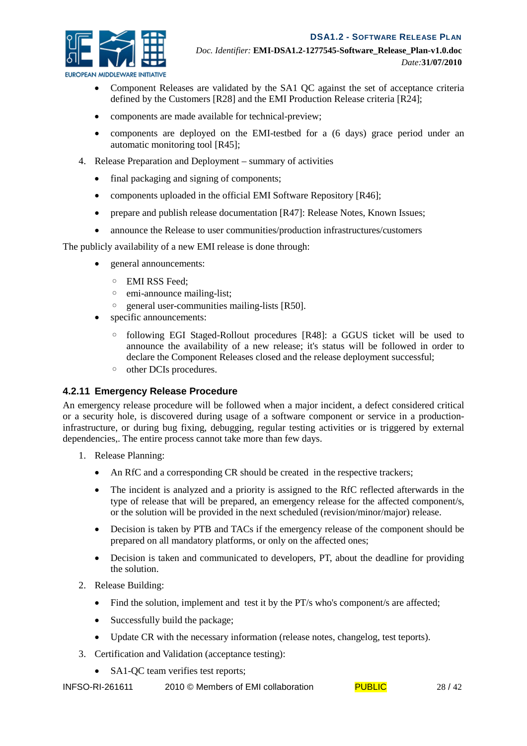- Component Releases are validated by the SA1 QC against the set of acceptance criteria defined by the Customers [R28] and the EMI Production Release criteria [R24];
- components are made available for technical-preview;
- components are deployed on the EMI-testbed for a (6 days) grace period under an automatic monitoring tool [R45];

4. Release Preparation and Deployment – summary of activities
   - final packaging and signing of components;
   - components uploaded in the official EMI Software Repository [R46];
   - prepare and publish release documentation [R47]: Release Notes, Known Issues;
   - announce the Release to user communities/production infrastructures/customers

The publicly availability of a new EMI release is done through:

- general announcements:
  - EMI RSS Feed;
  - emi-announce mailing-list;
  - general user-communities mailing-lists [R50].
- specific announcements:
  - following EGI Staged-Rollout procedures [R48]: a GGUS ticket will be used to announce the availability of a new release; it's status will be followed in order to declare the Component Releases closed and the release deployment successful;
  - other DCIs procedures.

### 4.2.11 Emergency Release Procedure

An emergency release procedure will be followed when a major incident, a defect considered critical or a security hole, is discovered during usage of a software component or service in a production-infrastructure, or during bug fixing, debugging, regular testing activities or is triggered by external dependencies,. The entire process cannot take more than few days.

1. Release Planning:
   - An RfC and a corresponding CR should be created in the respective trackers;
   - The incident is analyzed and a priority is assigned to the RfC reflected afterwards in the type of release that will be prepared, an emergency release for the affected component/s, or the solution will be provided in the next scheduled (revision/minor/major) release.
   - Decision is taken by PTB and TACs if the emergency release of the component should be prepared on all mandatory platforms, or only on the affected ones;
   - Decision is taken and communicated to developers, PT, about the deadline for providing the solution.
2. Release Building:
   - Find the solution, implement and test it by the PT/s who's component/s are affected;
   - Successfully build the package;
   - Update CR with the necessary information (release notes, changelog, test teports).
3. Certification and Validation (acceptance testing):
   - SA1-QC team verifies test reports;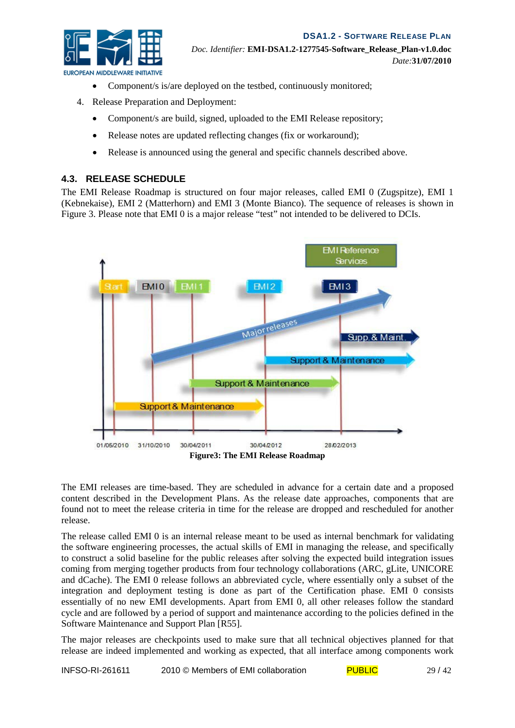- Component/s is/are deployed on the testbed, continuously monitored;

4. Release Preparation and Deployment:

- Component/s are build, signed, uploaded to the EMI Release repository;
- Release notes are updated reflecting changes (fix or workaround);
- Release is announced using the general and specific channels described above.

### 4.3. RELEASE SCHEDULE

The EMI Release Roadmap is structured on four major releases, called EMI 0 (Zugspitze), EMI 1 (Kebnekaise), EMI 2 (Matterhorn) and EMI 3 (Monte Bianco). The sequence of releases is shown in Figure 3. Please note that EMI 0 is a major release "test" not intended to be delivered to DCIs.

Figure3: The EMI Release Roadmap

The EMI releases are time-based. They are scheduled in advance for a certain date and a proposed content described in the Development Plans. As the release date approaches, components that are found not to meet the release criteria in time for the release are dropped and rescheduled for another release.

The release called EMI 0 is an internal release meant to be used as internal benchmark for validating the software engineering processes, the actual skills of EMI in managing the release, and specifically to construct a solid baseline for the public releases after solving the expected build integration issues coming from merging together products from four technology collaborations (ARC, gLite, UNICORE and dCache). The EMI 0 release follows an abbreviated cycle, where essentially only a subset of the integration and deployment testing is done as part of the Certification phase. EMI 0 consists essentially of no new EMI developments. Apart from EMI 0, all other releases follow the standard cycle and are followed by a period of support and maintenance according to the policies defined in the Software Maintenance and Support Plan [R55].

The major releases are checkpoints used to make sure that all technical objectives planned for that release are indeed implemented and working as expected, that all interface among components work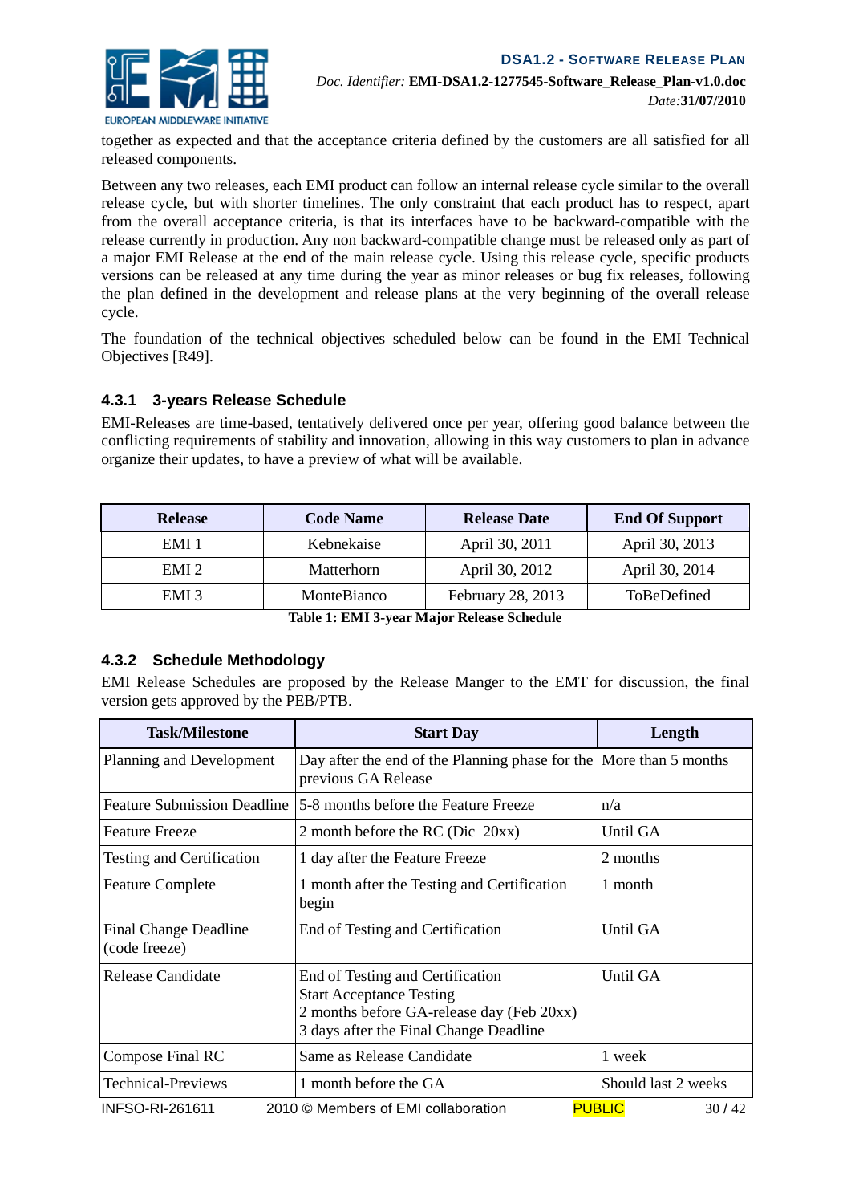together as expected and that the acceptance criteria defined by the customers are all satisfied for all released components.

Between any two releases, each EMI product can follow an internal release cycle similar to the overall release cycle, but with shorter timelines. The only constraint that each product has to respect, apart from the overall acceptance criteria, is that its interfaces have to be backward-compatible with the release currently in production. Any non backward-compatible change must be released only as part of a major EMI Release at the end of the main release cycle. Using this release cycle, specific products versions can be released at any time during the year as minor releases or bug fix releases, following the plan defined in the development and release plans at the very beginning of the overall release cycle.

The foundation of the technical objectives scheduled below can be found in the EMI Technical Objectives [R49].

### 4.3.1 3-years Release Schedule

EMI-Releases are time-based, tentatively delivered once per year, offering good balance between the conflicting requirements of stability and innovation, allowing in this way customers to plan in advance organize their updates, to have a preview of what will be available.

| Release | Code Name | Release Date | End Of Support |
|---|---|---|---|
| EMI 1 | Kebnekaise | April 30, 2011 | April 30, 2013 |
| EMI 2 | Matterhorn | April 30, 2012 | April 30, 2014 |
| EMI 3 | MonteBianco | February 28, 2013 | ToBeDefined |

**Table 1: EMI 3-year Major Release Schedule**

### 4.3.2 Schedule Methodology

EMI Release Schedules are proposed by the Release Manger to the EMT for discussion, the final version gets approved by the PEB/PTB.

| Task/Milestone | Start Day | Length |
|---|---|---|
| Planning and Development | Day after the end of the Planning phase for the previous GA Release | More than 5 months |
| Feature Submission Deadline | 5-8 months before the Feature Freeze | n/a |
| Feature Freeze | 2 month before the RC (Dic 20xx) | Until GA |
| Testing and Certification | 1 day after the Feature Freeze | 2 months |
| Feature Complete | 1 month after the Testing and Certification begin | 1 month |
| Final Change Deadline (code freeze) | End of Testing and Certification | Until GA |
| Release Candidate | End of Testing and Certification<br>Start Acceptance Testing<br>2 months before GA-release day (Feb 20xx)<br>3 days after the Final Change Deadline | Until GA |
| Compose Final RC | Same as Release Candidate | 1 week |
| Technical-Previews | 1 month before the GA | Should last 2 weeks |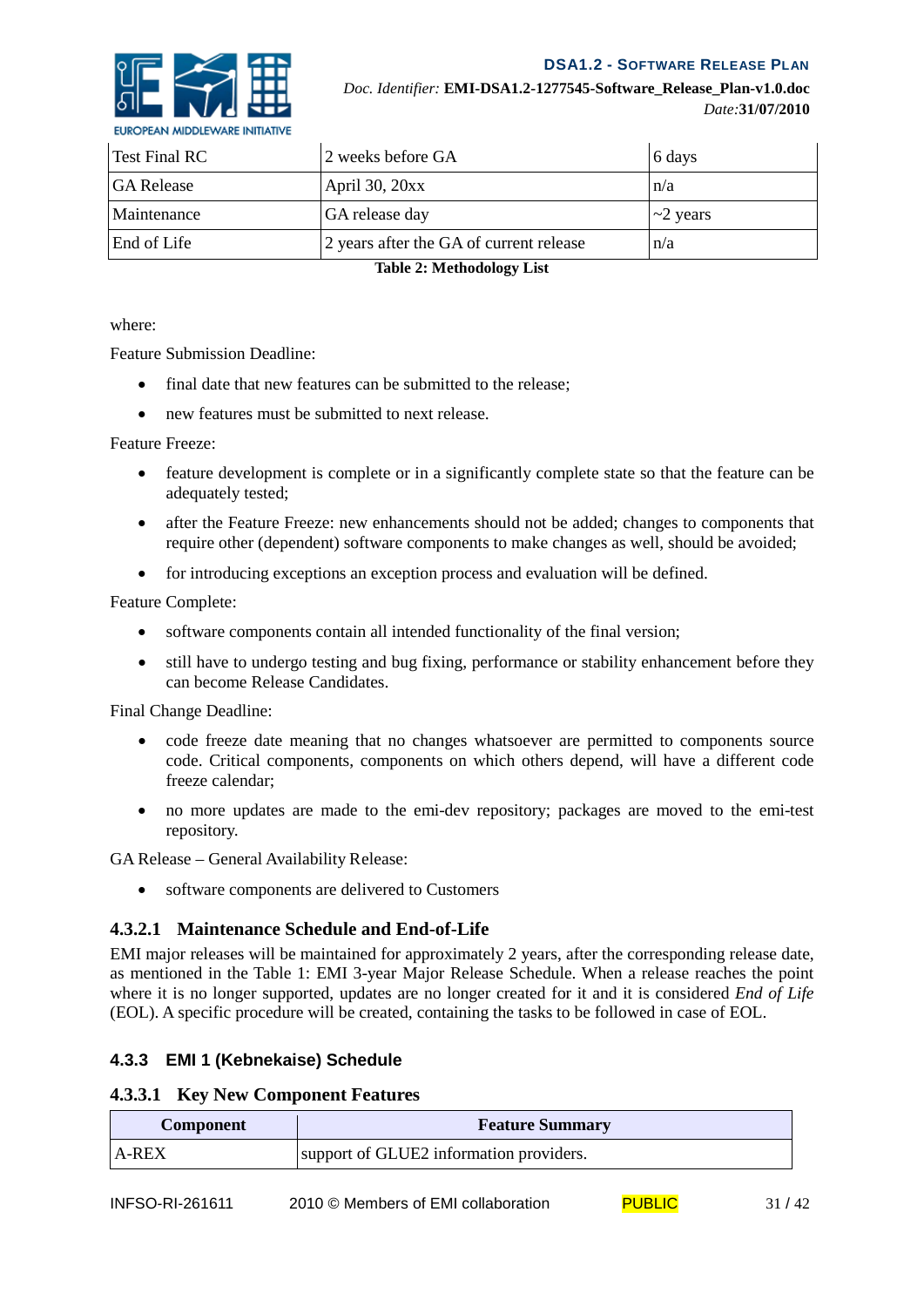| Test Final RC | 2 weeks before GA | 6 days |
|---|---|---|
| GA Release | April 30, 20xx | n/a |
| Maintenance | GA release day | ~2 years |
| End of Life | 2 years after the GA of current release | n/a |

**Table 2: Methodology List**

where:

Feature Submission Deadline:

- final date that new features can be submitted to the release;
- new features must be submitted to next release.

Feature Freeze:

- feature development is complete or in a significantly complete state so that the feature can be adequately tested;
- after the Feature Freeze: new enhancements should not be added; changes to components that require other (dependent) software components to make changes as well, should be avoided;
- for introducing exceptions an exception process and evaluation will be defined.

Feature Complete:

- software components contain all intended functionality of the final version;
- still have to undergo testing and bug fixing, performance or stability enhancement before they can become Release Candidates.

Final Change Deadline:

- code freeze date meaning that no changes whatsoever are permitted to components source code. Critical components, components on which others depend, will have a different code freeze calendar;
- no more updates are made to the emi-dev repository; packages are moved to the emi-test repository.

GA Release – General Availability Release:

- software components are delivered to Customers

#### 4.3.2.1 Maintenance Schedule and End-of-Life

EMI major releases will be maintained for approximately 2 years, after the corresponding release date, as mentioned in the Table 1: EMI 3-year Major Release Schedule. When a release reaches the point where it is no longer supported, updates are no longer created for it and it is considered *End of Life* (EOL). A specific procedure will be created, containing the tasks to be followed in case of EOL.

### 4.3.3 EMI 1 (Kebnekaise) Schedule

#### 4.3.3.1 Key New Component Features

| Component | Feature Summary |
|---|---|
| A-REX | support of GLUE2 information providers. |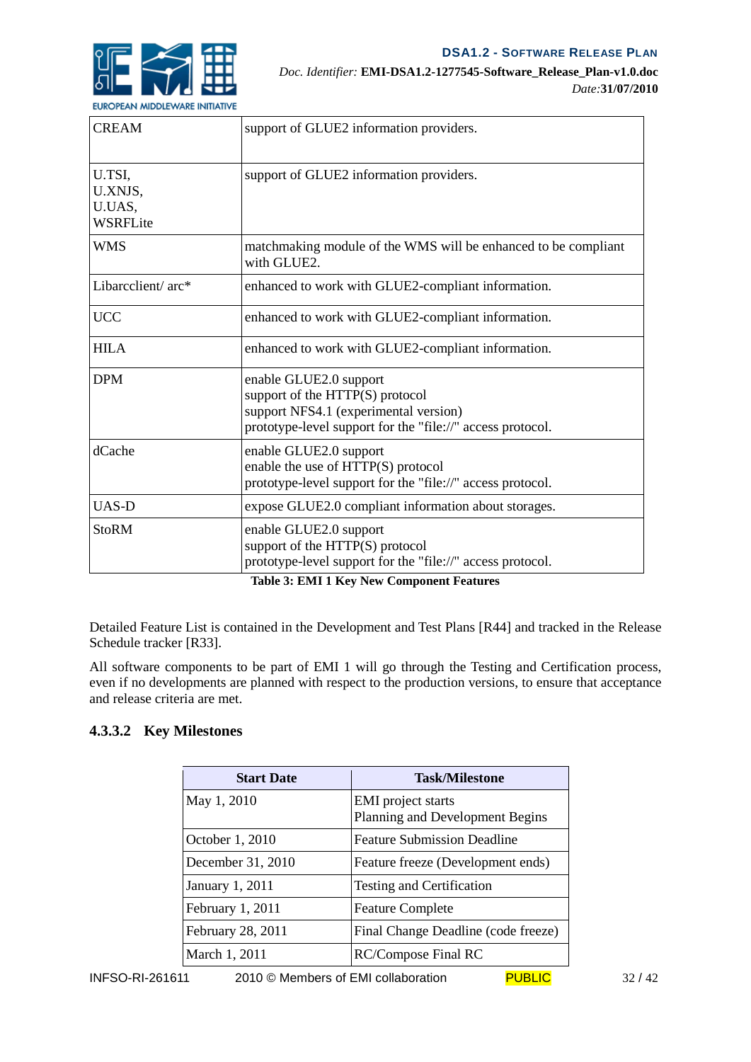| | |
|---|---|
| CREAM | support of GLUE2 information providers. |
| U.TSI, U.XNJS, U.UAS, WSRFLite | support of GLUE2 information providers. |
| WMS | matchmaking module of the WMS will be enhanced to be compliant with GLUE2. |
| Libarcclient/ arc* | enhanced to work with GLUE2-compliant information. |
| UCC | enhanced to work with GLUE2-compliant information. |
| HILA | enhanced to work with GLUE2-compliant information. |
| DPM | enable GLUE2.0 support<br>support of the HTTP(S) protocol<br>support NFS4.1 (experimental version)<br>prototype-level support for the "file://" access protocol. |
| dCache | enable GLUE2.0 support<br>enable the use of HTTP(S) protocol<br>prototype-level support for the "file://" access protocol. |
| UAS-D | expose GLUE2.0 compliant information about storages. |
| StoRM | enable GLUE2.0 support<br>support of the HTTP(S) protocol<br>prototype-level support for the "file://" access protocol. |

**Table 3: EMI 1 Key New Component Features**

Detailed Feature List is contained in the Development and Test Plans [R44] and tracked in the Release Schedule tracker [R33].

All software components to be part of EMI 1 will go through the Testing and Certification process, even if no developments are planned with respect to the production versions, to ensure that acceptance and release criteria are met.

#### 4.3.3.2 Key Milestones

| Start Date | Task/Milestone |
|---|---|
| May 1, 2010 | EMI project starts<br>Planning and Development Begins |
| October 1, 2010 | Feature Submission Deadline |
| December 31, 2010 | Feature freeze (Development ends) |
| January 1, 2011 | Testing and Certification |
| February 1, 2011 | Feature Complete |
| February 28, 2011 | Final Change Deadline (code freeze) |
| March 1, 2011 | RC/Compose Final RC |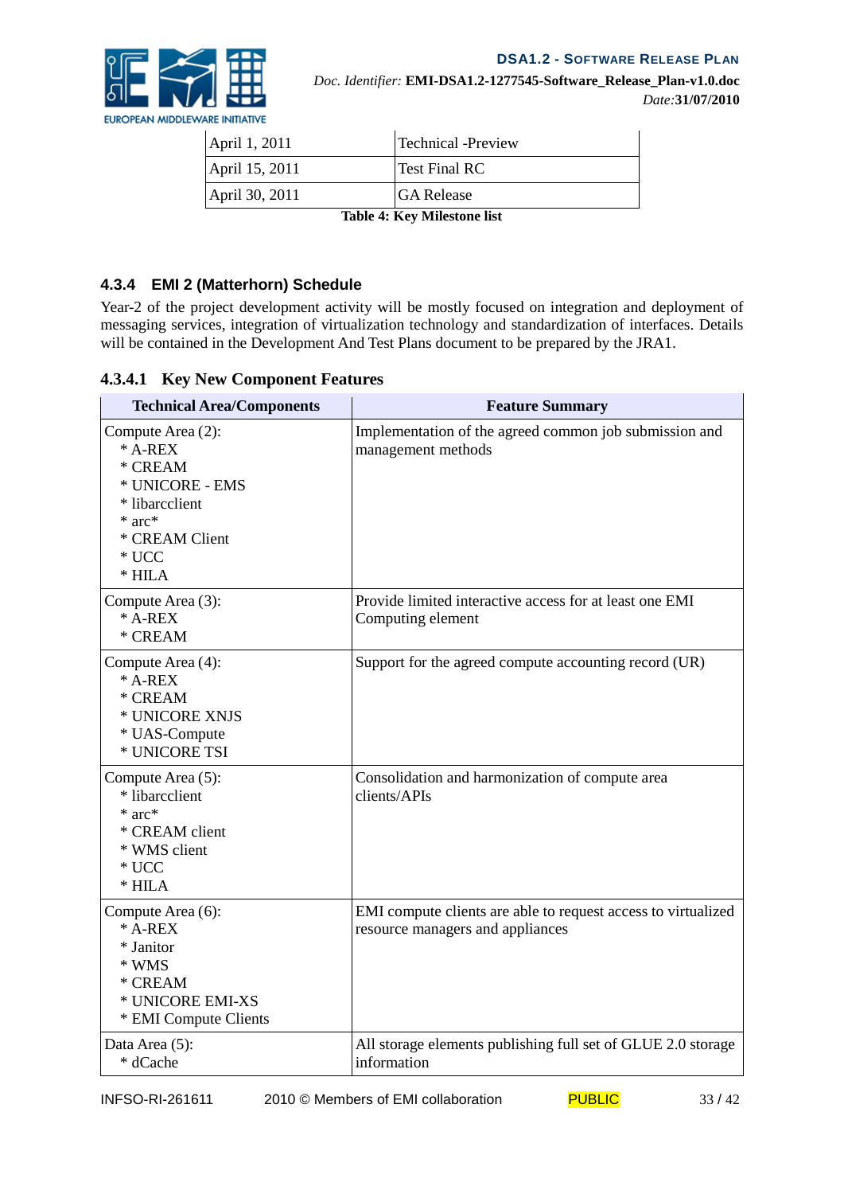| | |
|---|---|
| April 1, 2011 | Technical -Preview |
| April 15, 2011 | Test Final RC |
| April 30, 2011 | GA Release |

**Table 4: Key Milestone list**

### 4.3.4 EMI 2 (Matterhorn) Schedule

Year-2 of the project development activity will be mostly focused on integration and deployment of messaging services, integration of virtualization technology and standardization of interfaces. Details will be contained in the Development And Test Plans document to be prepared by the JRA1.

#### 4.3.4.1 Key New Component Features

| Technical Area/Components | Feature Summary |
|---|---|
| Compute Area (2):<br>* A-REX<br>* CREAM<br>* UNICORE - EMS<br>* libarcclient<br>* arc*<br>* CREAM Client<br>* UCC<br>* HILA | Implementation of the agreed common job submission and management methods |
| Compute Area (3):<br>* A-REX<br>* CREAM | Provide limited interactive access for at least one EMI Computing element |
| Compute Area (4):<br>* A-REX<br>* CREAM<br>* UNICORE XNJS<br>* UAS-Compute<br>* UNICORE TSI | Support for the agreed compute accounting record (UR) |
| Compute Area (5):<br>* libarcclient<br>* arc*<br>* CREAM client<br>* WMS client<br>* UCC<br>* HILA | Consolidation and harmonization of compute area clients/APIs |
| Compute Area (6):<br>* A-REX<br>* Janitor<br>* WMS<br>* CREAM<br>* UNICORE EMI-XS<br>* EMI Compute Clients | EMI compute clients are able to request access to virtualized resource managers and appliances |
| Data Area (5):<br>* dCache | All storage elements publishing full set of GLUE 2.0 storage information |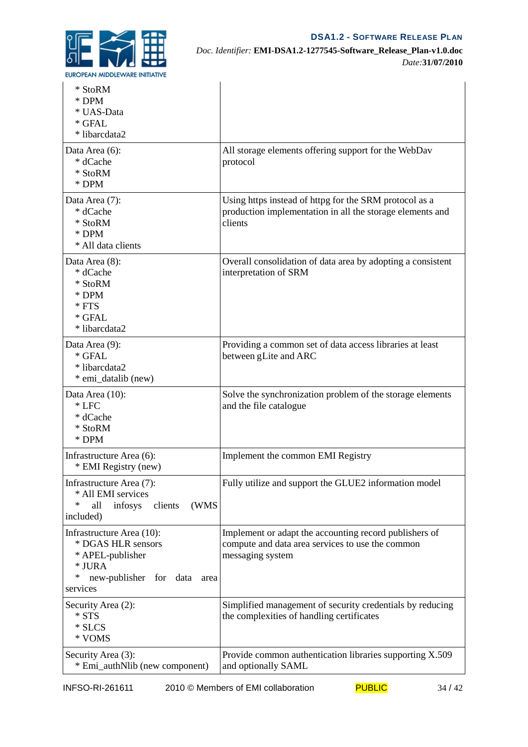| | |
|---|---|
| * StoRM<br>* DPM<br>* UAS-Data<br>* GFAL<br>* libarcdata2 | |
| Data Area (6):<br>* dCache<br>* StoRM<br>* DPM | All storage elements offering support for the WebDav protocol |
| Data Area (7):<br>* dCache<br>* StoRM<br>* DPM<br>* All data clients | Using https instead of httpg for the SRM protocol as a production implementation in all the storage elements and clients |
| Data Area (8):<br>* dCache<br>* StoRM<br>* DPM<br>* FTS<br>* GFAL<br>* libarcdata2 | Overall consolidation of data area by adopting a consistent interpretation of SRM |
| Data Area (9):<br>* GFAL<br>* libarcdata2<br>* emi_datalib (new) | Providing a common set of data access libraries at least between gLite and ARC |
| Data Area (10):<br>* LFC<br>* dCache<br>* StoRM<br>* DPM | Solve the synchronization problem of the storage elements and the file catalogue |
| Infrastructure Area (6):<br>* EMI Registry (new) | Implement the common EMI Registry |
| Infrastructure Area (7):<br>* All EMI services<br>* all infosys clients (WMS included) | Fully utilize and support the GLUE2 information model |
| Infrastructure Area (10):<br>* DGAS HLR sensors<br>* APEL-publisher<br>* JURA<br>* new-publisher for data area services | Implement or adapt the accounting record publishers of compute and data area services to use the common messaging system |
| Security Area (2):<br>* STS<br>* SLCS<br>* VOMS | Simplified management of security credentials by reducing the complexities of handling certificates |
| Security Area (3):<br>* Emi_authNlib (new component) | Provide common authentication libraries supporting X.509 and optionally SAML |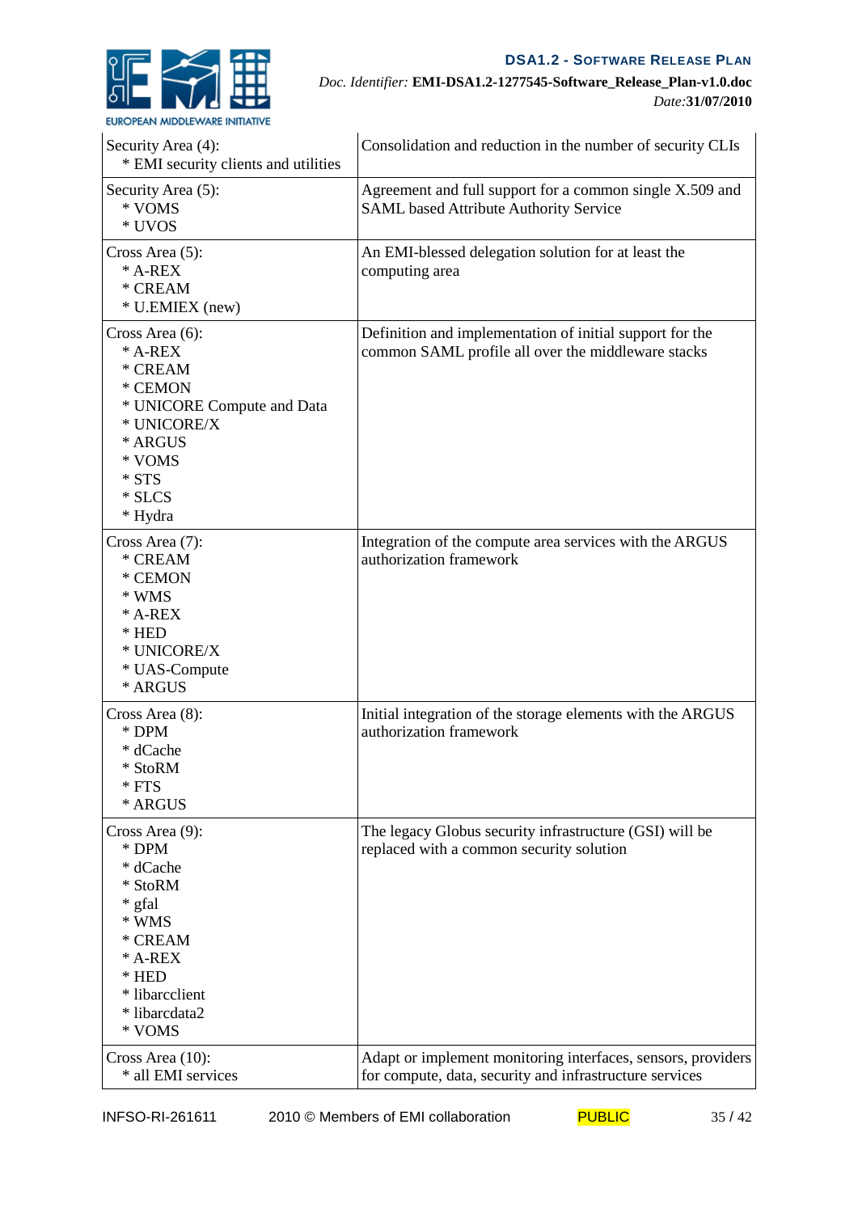| | |
|---|---|
| Security Area (4):<br>* EMI security clients and utilities | Consolidation and reduction in the number of security CLIs |
| Security Area (5):<br>* VOMS<br>* UVOS | Agreement and full support for a common single X.509 and SAML based Attribute Authority Service |
| Cross Area (5):<br>* A-REX<br>* CREAM<br>* U.EMIEX (new) | An EMI-blessed delegation solution for at least the computing area |
| Cross Area (6):<br>* A-REX<br>* CREAM<br>* CEMON<br>* UNICORE Compute and Data<br>* UNICORE/X<br>* ARGUS<br>* VOMS<br>* STS<br>* SLCS<br>* Hydra | Definition and implementation of initial support for the common SAML profile all over the middleware stacks |
| Cross Area (7):<br>* CREAM<br>* CEMON<br>* WMS<br>* A-REX<br>* HED<br>* UNICORE/X<br>* UAS-Compute<br>* ARGUS | Integration of the compute area services with the ARGUS authorization framework |
| Cross Area (8):<br>* DPM<br>* dCache<br>* StoRM<br>* FTS<br>* ARGUS | Initial integration of the storage elements with the ARGUS authorization framework |
| Cross Area (9):<br>* DPM<br>* dCache<br>* StoRM<br>* gfal<br>* WMS<br>* CREAM<br>* A-REX<br>* HED<br>* libarcclient<br>* libarcdata2<br>* VOMS | The legacy Globus security infrastructure (GSI) will be replaced with a common security solution |
| Cross Area (10):<br>* all EMI services | Adapt or implement monitoring interfaces, sensors, providers for compute, data, security and infrastructure services |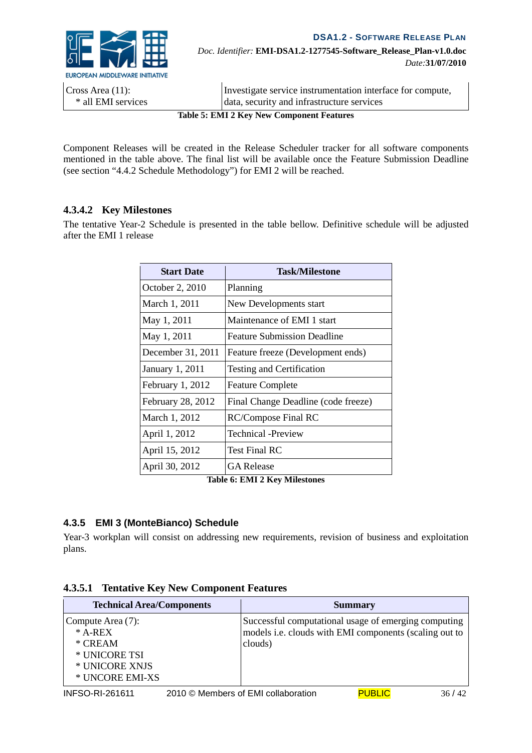| Cross Area (11): * all EMI services | Investigate service instrumentation interface for compute, data, security and infrastructure services |
|---|---|

**Table 5: EMI 2 Key New Component Features**

Component Releases will be created in the Release Scheduler tracker for all software components mentioned in the table above. The final list will be available once the Feature Submission Deadline (see section "4.4.2 Schedule Methodology") for EMI 2 will be reached.

#### 4.3.4.2 Key Milestones

The tentative Year-2 Schedule is presented in the table bellow. Definitive schedule will be adjusted after the EMI 1 release

| Start Date | Task/Milestone |
|---|---|
| October 2, 2010 | Planning |
| March 1, 2011 | New Developments start |
| May 1, 2011 | Maintenance of EMI 1 start |
| May 1, 2011 | Feature Submission Deadline |
| December 31, 2011 | Feature freeze (Development ends) |
| January 1, 2011 | Testing and Certification |
| February 1, 2012 | Feature Complete |
| February 28, 2012 | Final Change Deadline (code freeze) |
| March 1, 2012 | RC/Compose Final RC |
| April 1, 2012 | Technical -Preview |
| April 15, 2012 | Test Final RC |
| April 30, 2012 | GA Release |

**Table 6: EMI 2 Key Milestones**

### 4.3.5 EMI 3 (MonteBianco) Schedule

Year-3 workplan will consist on addressing new requirements, revision of business and exploitation plans.

#### 4.3.5.1 Tentative Key New Component Features

| Technical Area/Components | Summary |
|---|---|
| Compute Area (7): * A-REX * CREAM * UNICORE TSI * UNICORE XNJS * UNCORE EMI-XS | Successful computational usage of emerging computing models i.e. clouds with EMI components (scaling out to clouds) |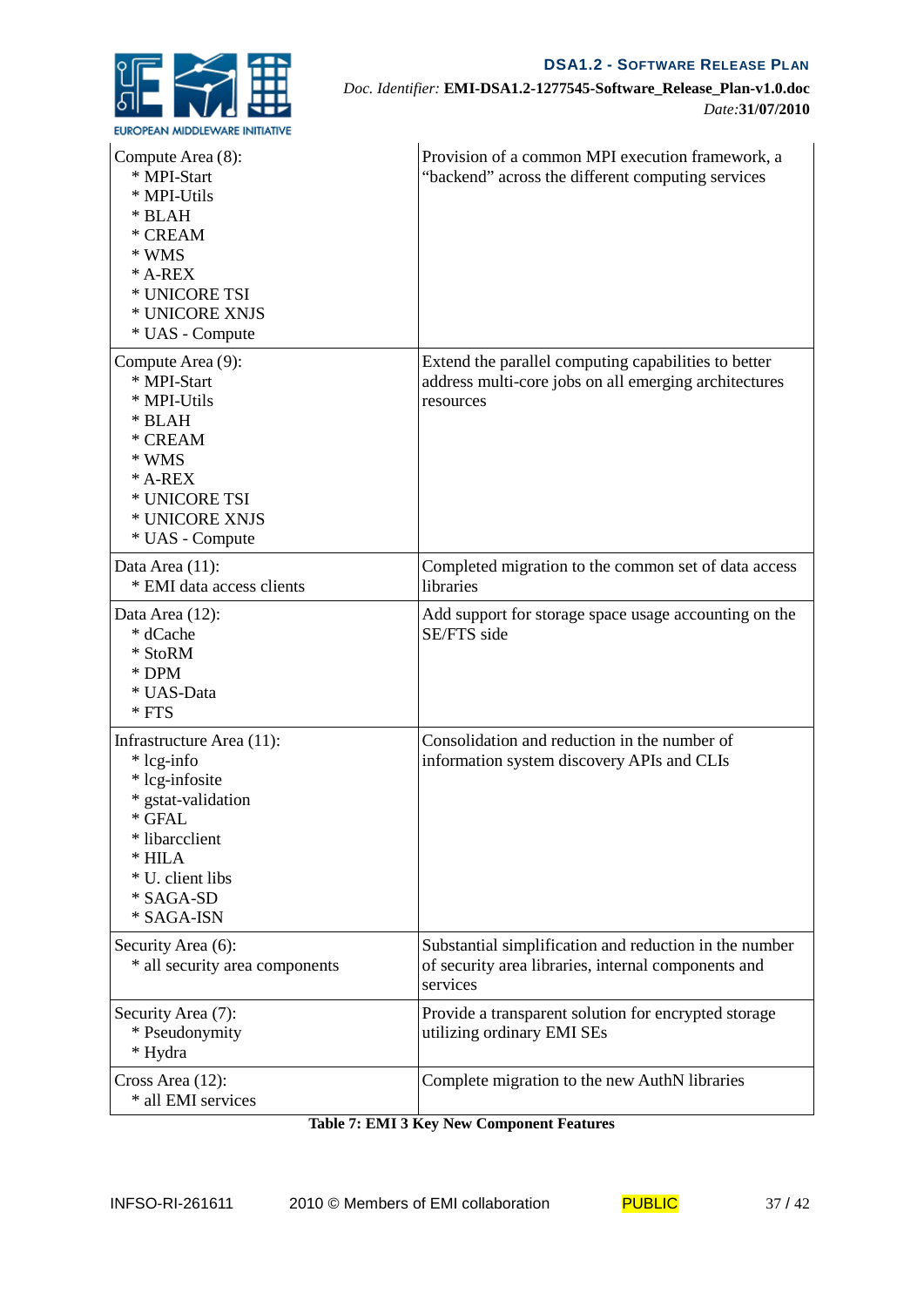| | |
|---|---|
| Compute Area (8):<br>* MPI-Start<br>* MPI-Utils<br>* BLAH<br>* CREAM<br>* WMS<br>* A-REX<br>* UNICORE TSI<br>* UNICORE XNJS<br>* UAS - Compute | Provision of a common MPI execution framework, a “backend” across the different computing services |
| Compute Area (9):<br>* MPI-Start<br>* MPI-Utils<br>* BLAH<br>* CREAM<br>* WMS<br>* A-REX<br>* UNICORE TSI<br>* UNICORE XNJS<br>* UAS - Compute | Extend the parallel computing capabilities to better address multi-core jobs on all emerging architectures resources |
| Data Area (11):<br>* EMI data access clients | Completed migration to the common set of data access libraries |
| Data Area (12):<br>* dCache<br>* StoRM<br>* DPM<br>* UAS-Data<br>* FTS | Add support for storage space usage accounting on the SE/FTS side |
| Infrastructure Area (11):<br>* lcg-info<br>* lcg-infosite<br>* gstat-validation<br>* GFAL<br>* libarcclient<br>* HILA<br>* U. client libs<br>* SAGA-SD<br>* SAGA-ISN | Consolidation and reduction in the number of information system discovery APIs and CLIs |
| Security Area (6):<br>* all security area components | Substantial simplification and reduction in the number of security area libraries, internal components and services |
| Security Area (7):<br>* Pseudonymity<br>* Hydra | Provide a transparent solution for encrypted storage utilizing ordinary EMI SEs |
| Cross Area (12):<br>* all EMI services | Complete migration to the new AuthN libraries |

**Table 7: EMI 3 Key New Component Features**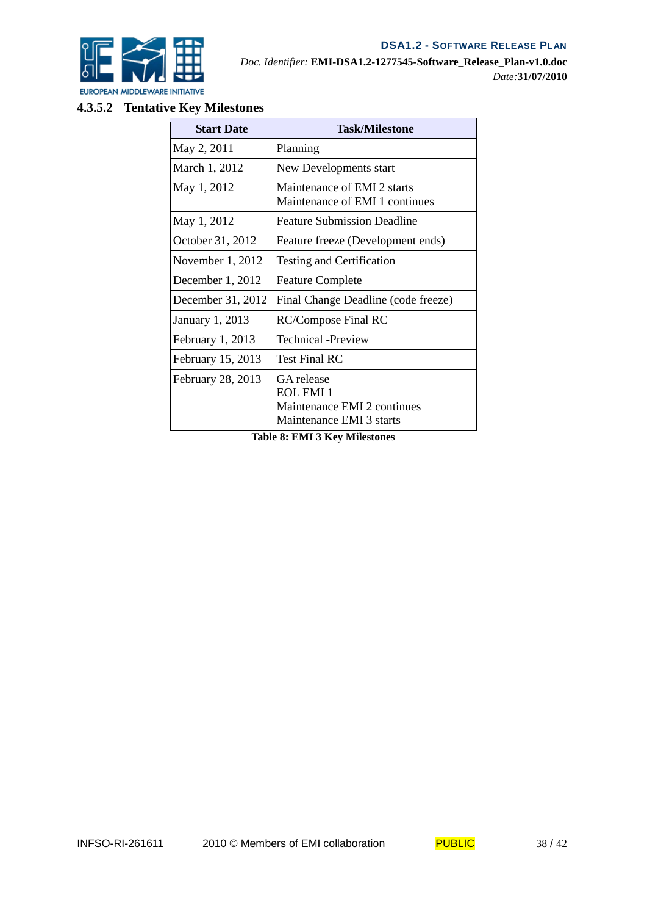#### 4.3.5.2 Tentative Key Milestones

| Start Date | Task/Milestone |
|---|---|
| May 2, 2011 | Planning |
| March 1, 2012 | New Developments start |
| May 1, 2012 | Maintenance of EMI 2 starts<br>Maintenance of EMI 1 continues |
| May 1, 2012 | Feature Submission Deadline |
| October 31, 2012 | Feature freeze (Development ends) |
| November 1, 2012 | Testing and Certification |
| December 1, 2012 | Feature Complete |
| December 31, 2012 | Final Change Deadline (code freeze) |
| January 1, 2013 | RC/Compose Final RC |
| February 1, 2013 | Technical -Preview |
| February 15, 2013 | Test Final RC |
| February 28, 2013 | GA release<br>EOL EMI 1<br>Maintenance EMI 2 continues<br>Maintenance EMI 3 starts |

**Table 8: EMI 3 Key Milestones**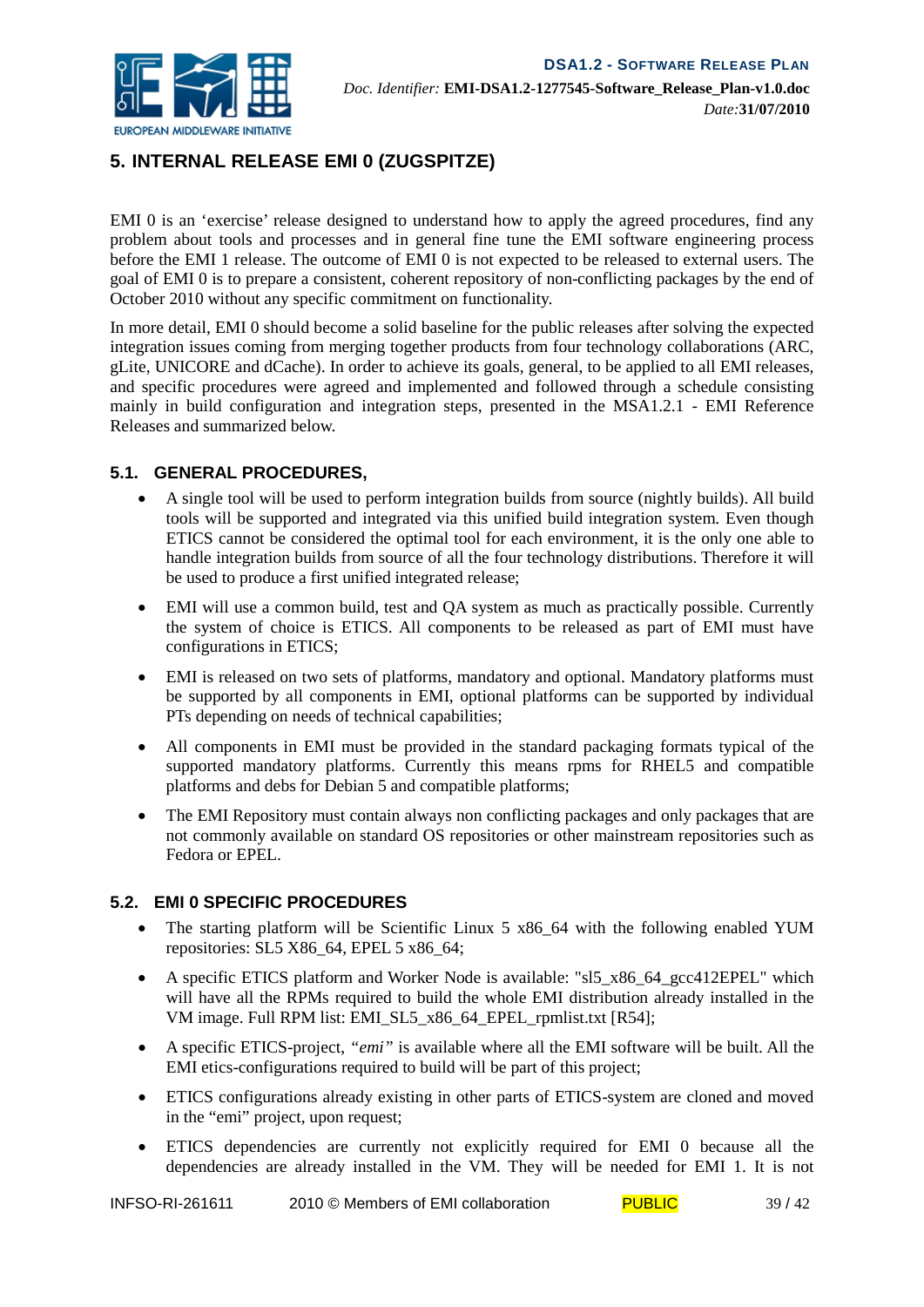# 5. INTERNAL RELEASE EMI 0 (ZUGSPITZE)

EMI 0 is an 'exercise' release designed to understand how to apply the agreed procedures, find any problem about tools and processes and in general fine tune the EMI software engineering process before the EMI 1 release. The outcome of EMI 0 is not expected to be released to external users. The goal of EMI 0 is to prepare a consistent, coherent repository of non-conflicting packages by the end of October 2010 without any specific commitment on functionality.

In more detail, EMI 0 should become a solid baseline for the public releases after solving the expected integration issues coming from merging together products from four technology collaborations (ARC, gLite, UNICORE and dCache). In order to achieve its goals, general, to be applied to all EMI releases, and specific procedures were agreed and implemented and followed through a schedule consisting mainly in build configuration and integration steps, presented in the MSA1.2.1 - EMI Reference Releases and summarized below.

## 5.1. GENERAL PROCEDURES,

- A single tool will be used to perform integration builds from source (nightly builds). All build tools will be supported and integrated via this unified build integration system. Even though ETICS cannot be considered the optimal tool for each environment, it is the only one able to handle integration builds from source of all the four technology distributions. Therefore it will be used to produce a first unified integrated release;
- EMI will use a common build, test and QA system as much as practically possible. Currently the system of choice is ETICS. All components to be released as part of EMI must have configurations in ETICS;
- EMI is released on two sets of platforms, mandatory and optional. Mandatory platforms must be supported by all components in EMI, optional platforms can be supported by individual PTs depending on needs of technical capabilities;
- All components in EMI must be provided in the standard packaging formats typical of the supported mandatory platforms. Currently this means rpms for RHEL5 and compatible platforms and debs for Debian 5 and compatible platforms;
- The EMI Repository must contain always non conflicting packages and only packages that are not commonly available on standard OS repositories or other mainstream repositories such as Fedora or EPEL.

## 5.2. EMI 0 SPECIFIC PROCEDURES

- The starting platform will be Scientific Linux 5 x86_64 with the following enabled YUM repositories: SL5 X86_64, EPEL 5 x86_64;
- A specific ETICS platform and Worker Node is available: "sl5_x86_64_gcc412EPEL" which will have all the RPMs required to build the whole EMI distribution already installed in the VM image. Full RPM list: EMI_SL5_x86_64_EPEL_rpmlist.txt [R54];
- A specific ETICS-project, *"emi"* is available where all the EMI software will be built. All the EMI etics-configurations required to build will be part of this project;
- ETICS configurations already existing in other parts of ETICS-system are cloned and moved in the "emi" project, upon request;
- ETICS dependencies are currently not explicitly required for EMI 0 because all the dependencies are already installed in the VM. They will be needed for EMI 1. It is not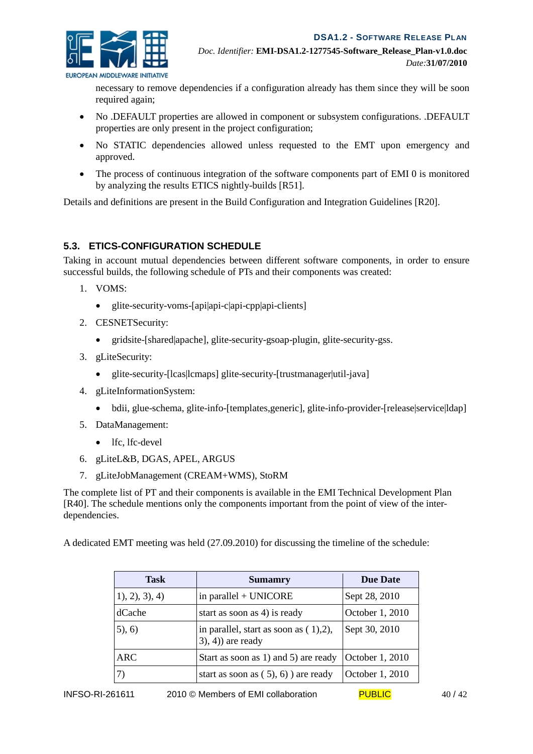necessary to remove dependencies if a configuration already has them since they will be soon required again;

- No .DEFAULT properties are allowed in component or subsystem configurations. .DEFAULT properties are only present in the project configuration;
- No STATIC dependencies allowed unless requested to the EMT upon emergency and approved.
- The process of continuous integration of the software components part of EMI 0 is monitored by analyzing the results ETICS nightly-builds [R51].

Details and definitions are present in the Build Configuration and Integration Guidelines [R20].

## 5.3. ETICS-CONFIGURATION SCHEDULE

Taking in account mutual dependencies between different software components, in order to ensure successful builds, the following schedule of PTs and their components was created:

1. VOMS:
   - glite-security-voms-[api|api-c|api-cpp|api-clients]
2. CESNETSecurity:
   - gridsite-[shared|apache], glite-security-gsoap-plugin, glite-security-gss.
3. gLiteSecurity:
   - glite-security-[lcas|lcmaps] glite-security-[trustmanager|util-java]
4. gLiteInformationSystem:
   - bdii, glue-schema, glite-info-[templates,generic], glite-info-provider-[release|service|ldap]
5. DataManagement:
   - lfc, lfc-devel
6. gLiteL&B, DGAS, APEL, ARGUS
7. gLiteJobManagement (CREAM+WMS), StoRM

The complete list of PT and their components is available in the EMI Technical Development Plan [R40]. The schedule mentions only the components important from the point of view of the inter-dependencies.

A dedicated EMT meeting was held (27.09.2010) for discussing the timeline of the schedule:

| Task | Sumamry | Due Date |
|---|---|---|
| 1), 2), 3), 4) | in parallel + UNICORE | Sept 28, 2010 |
| dCache | start as soon as 4) is ready | October 1, 2010 |
| 5), 6) | in parallel, start as soon as ( 1),2), 3), 4)) are ready | Sept 30, 2010 |
| ARC | Start as soon as 1) and 5) are ready | October 1, 2010 |
| 7) | start as soon as ( 5), 6) ) are ready | October 1, 2010 |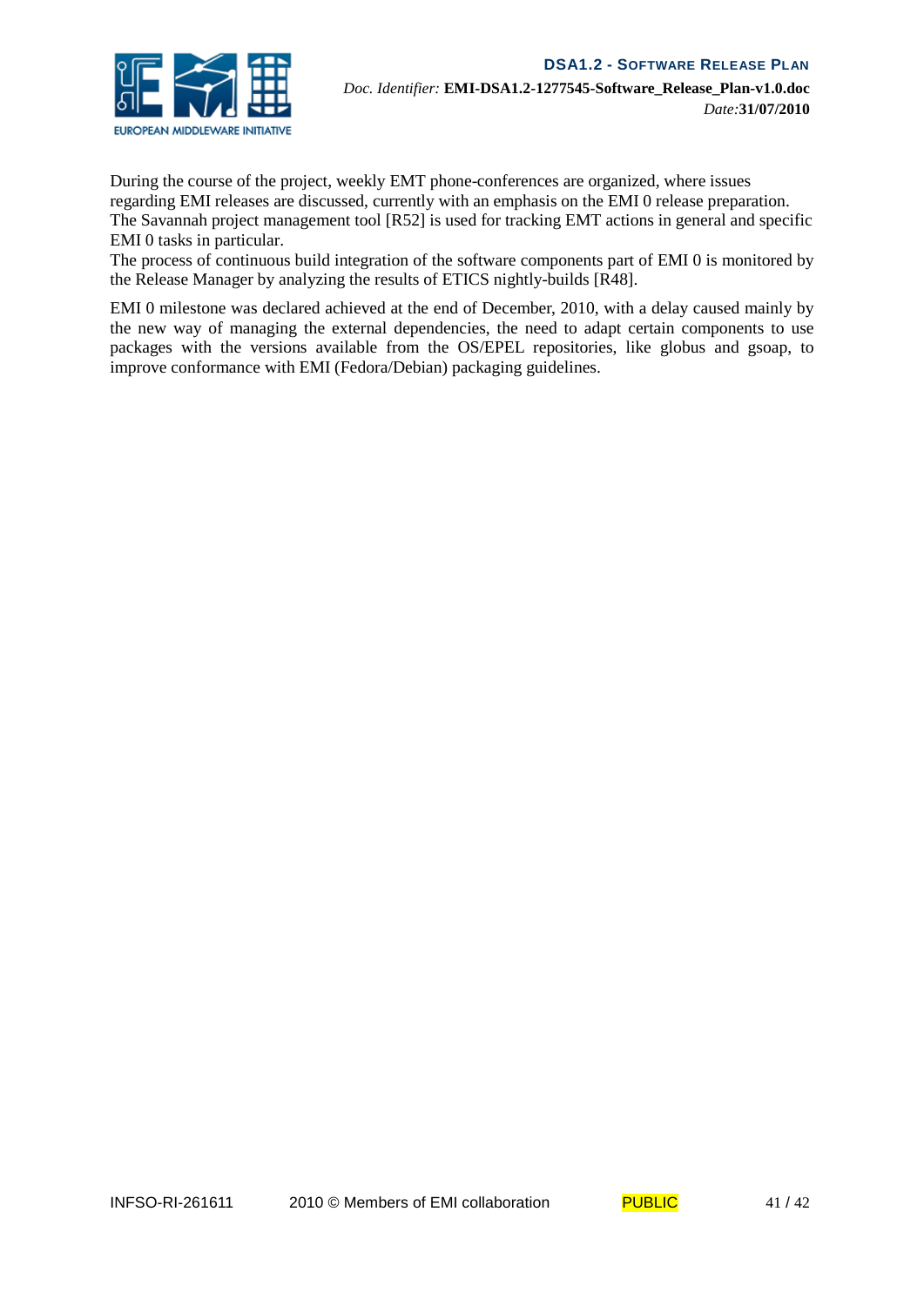During the course of the project, weekly EMT phone-conferences are organized, where issues regarding EMI releases are discussed, currently with an emphasis on the EMI 0 release preparation. The Savannah project management tool [R52] is used for tracking EMT actions in general and specific EMI 0 tasks in particular.
The process of continuous build integration of the software components part of EMI 0 is monitored by the Release Manager by analyzing the results of ETICS nightly-builds [R48].

EMI 0 milestone was declared achieved at the end of December, 2010, with a delay caused mainly by the new way of managing the external dependencies, the need to adapt certain components to use packages with the versions available from the OS/EPEL repositories, like globus and gsoap, to improve conformance with EMI (Fedora/Debian) packaging guidelines.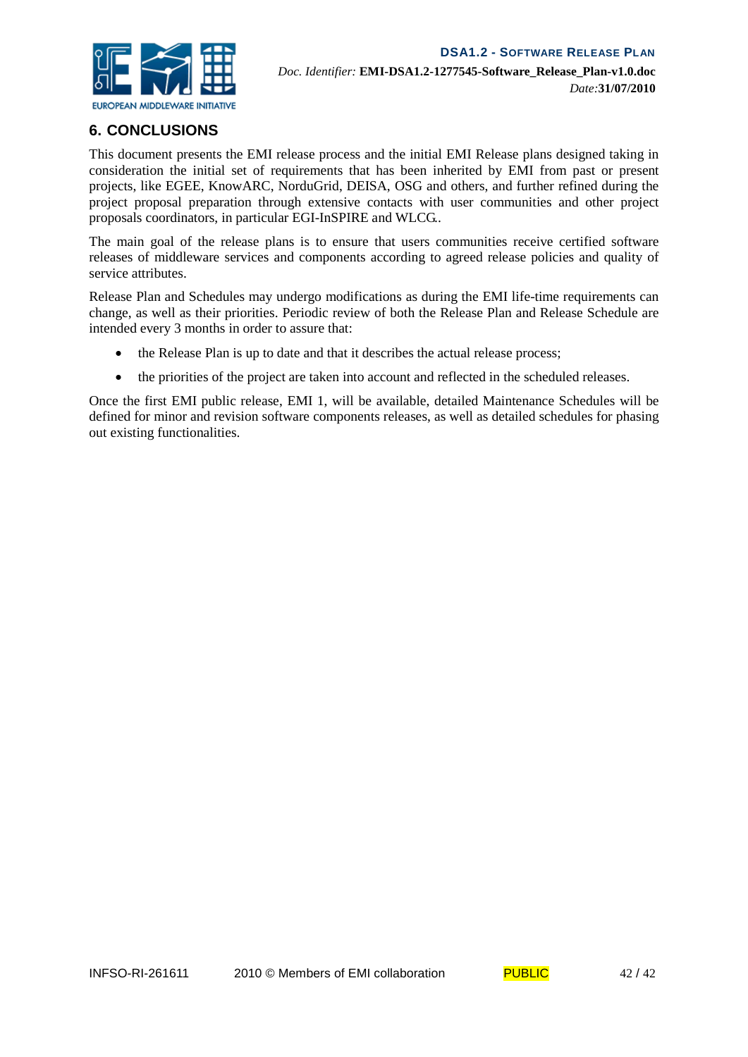# 6. CONCLUSIONS

This document presents the EMI release process and the initial EMI Release plans designed taking in consideration the initial set of requirements that has been inherited by EMI from past or present projects, like EGEE, KnowARC, NorduGrid, DEISA, OSG and others, and further refined during the project proposal preparation through extensive contacts with user communities and other project proposals coordinators, in particular EGI-InSPIRE and WLCG..

The main goal of the release plans is to ensure that users communities receive certified software releases of middleware services and components according to agreed release policies and quality of service attributes.

Release Plan and Schedules may undergo modifications as during the EMI life-time requirements can change, as well as their priorities. Periodic review of both the Release Plan and Release Schedule are intended every 3 months in order to assure that:

- the Release Plan is up to date and that it describes the actual release process;
- the priorities of the project are taken into account and reflected in the scheduled releases.

Once the first EMI public release, EMI 1, will be available, detailed Maintenance Schedules will be defined for minor and revision software components releases, as well as detailed schedules for phasing out existing functionalities.